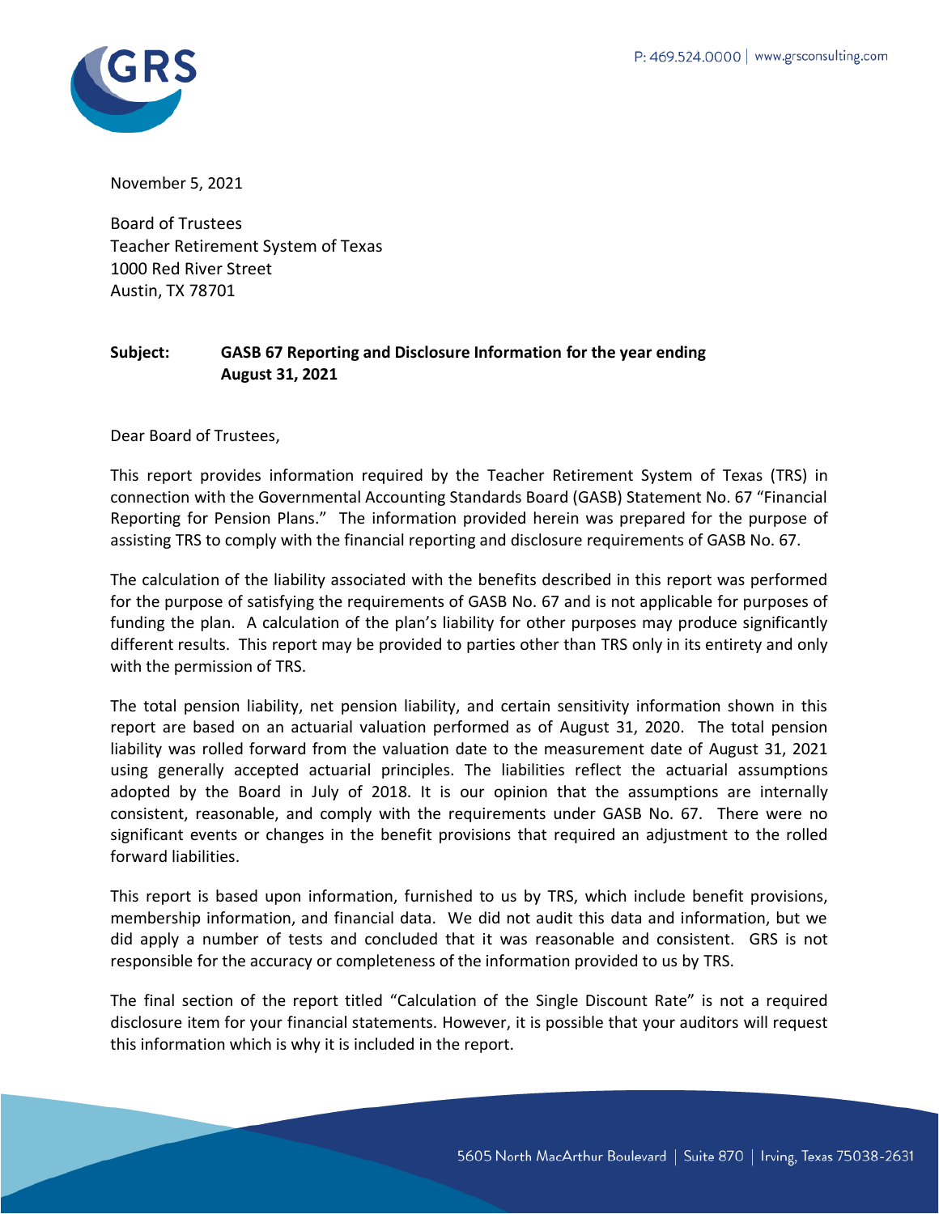November 5, 2021

Board of Trustees
Teacher Retirement System of Texas
1000 Red River Street
Austin, TX 78701

**Subject: GASB 67 Reporting and Disclosure Information for the year ending August 31, 2021**

Dear Board of Trustees,

This report provides information required by the Teacher Retirement System of Texas (TRS) in connection with the Governmental Accounting Standards Board (GASB) Statement No. 67 "Financial Reporting for Pension Plans." The information provided herein was prepared for the purpose of assisting TRS to comply with the financial reporting and disclosure requirements of GASB No. 67.

The calculation of the liability associated with the benefits described in this report was performed for the purpose of satisfying the requirements of GASB No. 67 and is not applicable for purposes of funding the plan. A calculation of the plan's liability for other purposes may produce significantly different results. This report may be provided to parties other than TRS only in its entirety and only with the permission of TRS.

The total pension liability, net pension liability, and certain sensitivity information shown in this report are based on an actuarial valuation performed as of August 31, 2020. The total pension liability was rolled forward from the valuation date to the measurement date of August 31, 2021 using generally accepted actuarial principles. The liabilities reflect the actuarial assumptions adopted by the Board in July of 2018. It is our opinion that the assumptions are internally consistent, reasonable, and comply with the requirements under GASB No. 67. There were no significant events or changes in the benefit provisions that required an adjustment to the rolled forward liabilities.

This report is based upon information, furnished to us by TRS, which include benefit provisions, membership information, and financial data. We did not audit this data and information, but we did apply a number of tests and concluded that it was reasonable and consistent. GRS is not responsible for the accuracy or completeness of the information provided to us by TRS.

The final section of the report titled "Calculation of the Single Discount Rate" is not a required disclosure item for your financial statements. However, it is possible that your auditors will request this information which is why it is included in the report.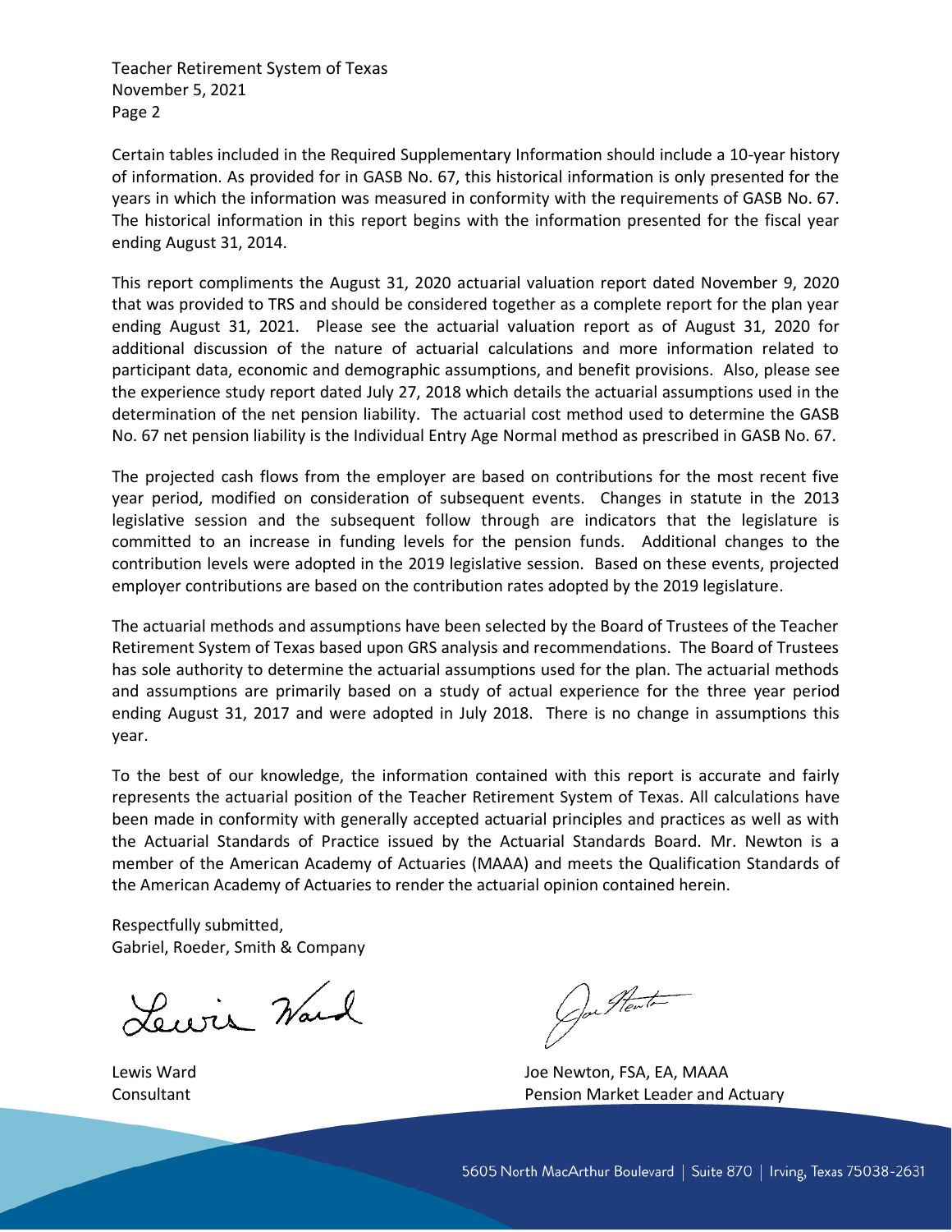Certain tables included in the Required Supplementary Information should include a 10-year history of information. As provided for in GASB No. 67, this historical information is only presented for the years in which the information was measured in conformity with the requirements of GASB No. 67. The historical information in this report begins with the information presented for the fiscal year ending August 31, 2014.

This report compliments the August 31, 2020 actuarial valuation report dated November 9, 2020 that was provided to TRS and should be considered together as a complete report for the plan year ending August 31, 2021. Please see the actuarial valuation report as of August 31, 2020 for additional discussion of the nature of actuarial calculations and more information related to participant data, economic and demographic assumptions, and benefit provisions. Also, please see the experience study report dated July 27, 2018 which details the actuarial assumptions used in the determination of the net pension liability. The actuarial cost method used to determine the GASB No. 67 net pension liability is the Individual Entry Age Normal method as prescribed in GASB No. 67.

The projected cash flows from the employer are based on contributions for the most recent five year period, modified on consideration of subsequent events. Changes in statute in the 2013 legislative session and the subsequent follow through are indicators that the legislature is committed to an increase in funding levels for the pension funds. Additional changes to the contribution levels were adopted in the 2019 legislative session. Based on these events, projected employer contributions are based on the contribution rates adopted by the 2019 legislature.

The actuarial methods and assumptions have been selected by the Board of Trustees of the Teacher Retirement System of Texas based upon GRS analysis and recommendations. The Board of Trustees has sole authority to determine the actuarial assumptions used for the plan. The actuarial methods and assumptions are primarily based on a study of actual experience for the three year period ending August 31, 2017 and were adopted in July 2018. There is no change in assumptions this year.

To the best of our knowledge, the information contained with this report is accurate and fairly represents the actuarial position of the Teacher Retirement System of Texas. All calculations have been made in conformity with generally accepted actuarial principles and practices as well as with the Actuarial Standards of Practice issued by the Actuarial Standards Board. Mr. Newton is a member of the American Academy of Actuaries (MAAA) and meets the Qualification Standards of the American Academy of Actuaries to render the actuarial opinion contained herein.

Respectfully submitted,
Gabriel, Roeder, Smith & Company

Lewis Ward
Consultant

Joe Newton, FSA, EA, MAAA
Pension Market Leader and Actuary

5605 North MacArthur Boulevard | Suite 870 | Irving, Texas 75038-2631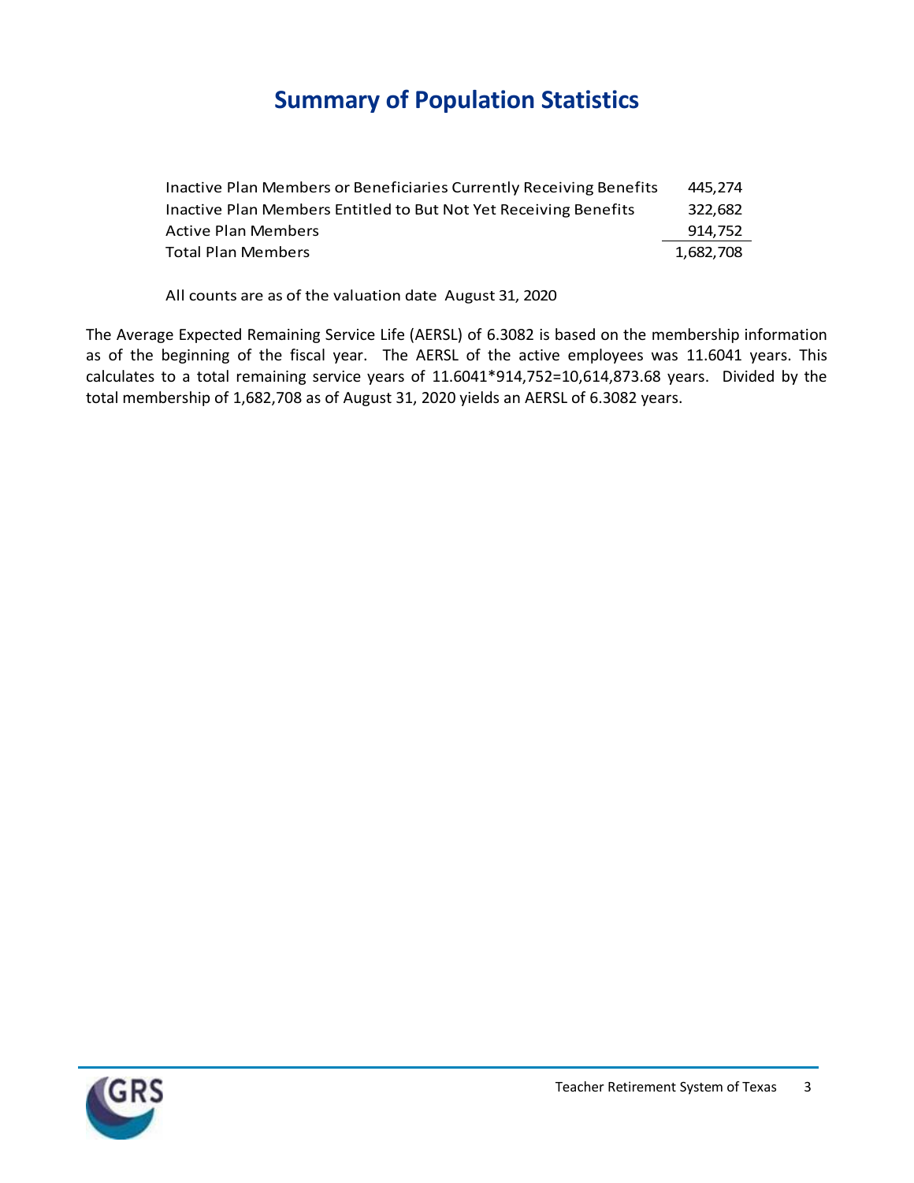# Summary of Population Statistics

| | |
|---|---|
| Inactive Plan Members or Beneficiaries Currently Receiving Benefits | 445,274 |
| Inactive Plan Members Entitled to But Not Yet Receiving Benefits | 322,682 |
| Active Plan Members | 914,752 |
| Total Plan Members | 1,682,708 |

All counts are as of the valuation date August 31, 2020

The Average Expected Remaining Service Life (AERSL) of 6.3082 is based on the membership information as of the beginning of the fiscal year. The AERSL of the active employees was 11.6041 years. This calculates to a total remaining service years of 11.6041*914,752=10,614,873.68 years. Divided by the total membership of 1,682,708 as of August 31, 2020 yields an AERSL of 6.3082 years.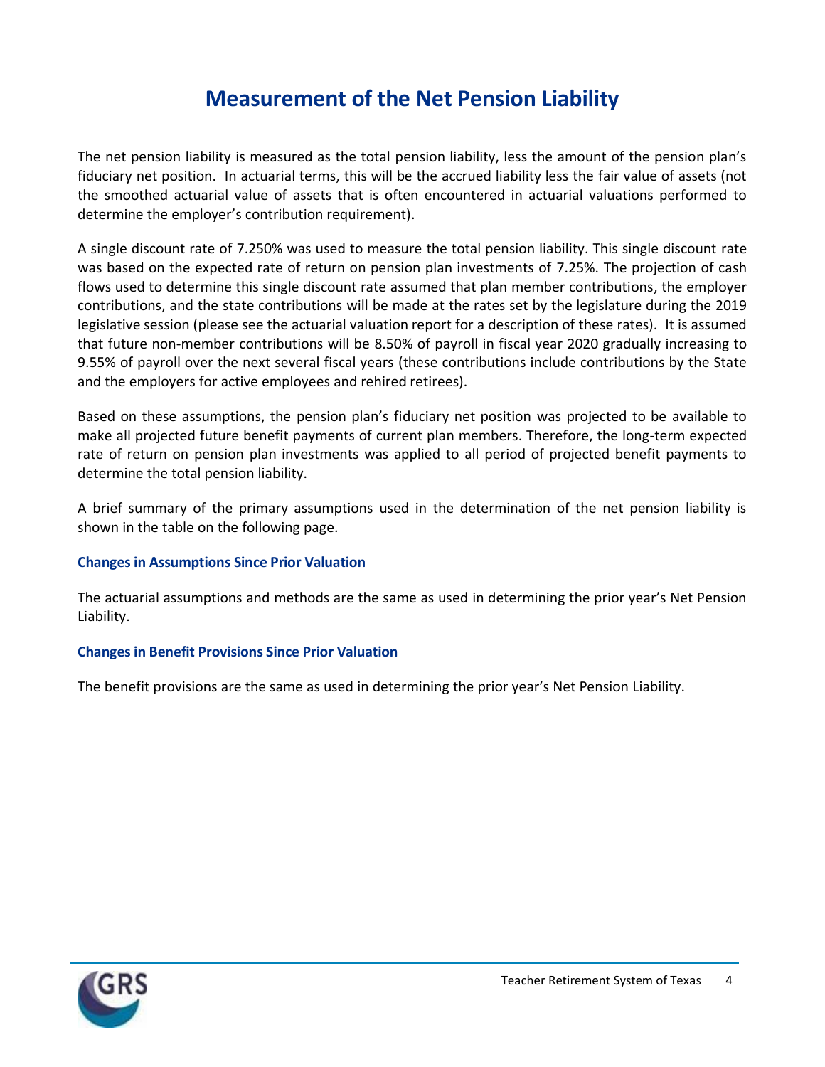# Measurement of the Net Pension Liability

The net pension liability is measured as the total pension liability, less the amount of the pension plan's fiduciary net position. In actuarial terms, this will be the accrued liability less the fair value of assets (not the smoothed actuarial value of assets that is often encountered in actuarial valuations performed to determine the employer's contribution requirement).

A single discount rate of 7.250% was used to measure the total pension liability. This single discount rate was based on the expected rate of return on pension plan investments of 7.25%. The projection of cash flows used to determine this single discount rate assumed that plan member contributions, the employer contributions, and the state contributions will be made at the rates set by the legislature during the 2019 legislative session (please see the actuarial valuation report for a description of these rates). It is assumed that future non-member contributions will be 8.50% of payroll in fiscal year 2020 gradually increasing to 9.55% of payroll over the next several fiscal years (these contributions include contributions by the State and the employers for active employees and rehired retirees).

Based on these assumptions, the pension plan's fiduciary net position was projected to be available to make all projected future benefit payments of current plan members. Therefore, the long-term expected rate of return on pension plan investments was applied to all period of projected benefit payments to determine the total pension liability.

A brief summary of the primary assumptions used in the determination of the net pension liability is shown in the table on the following page.

### Changes in Assumptions Since Prior Valuation

The actuarial assumptions and methods are the same as used in determining the prior year's Net Pension Liability.

### Changes in Benefit Provisions Since Prior Valuation

The benefit provisions are the same as used in determining the prior year's Net Pension Liability.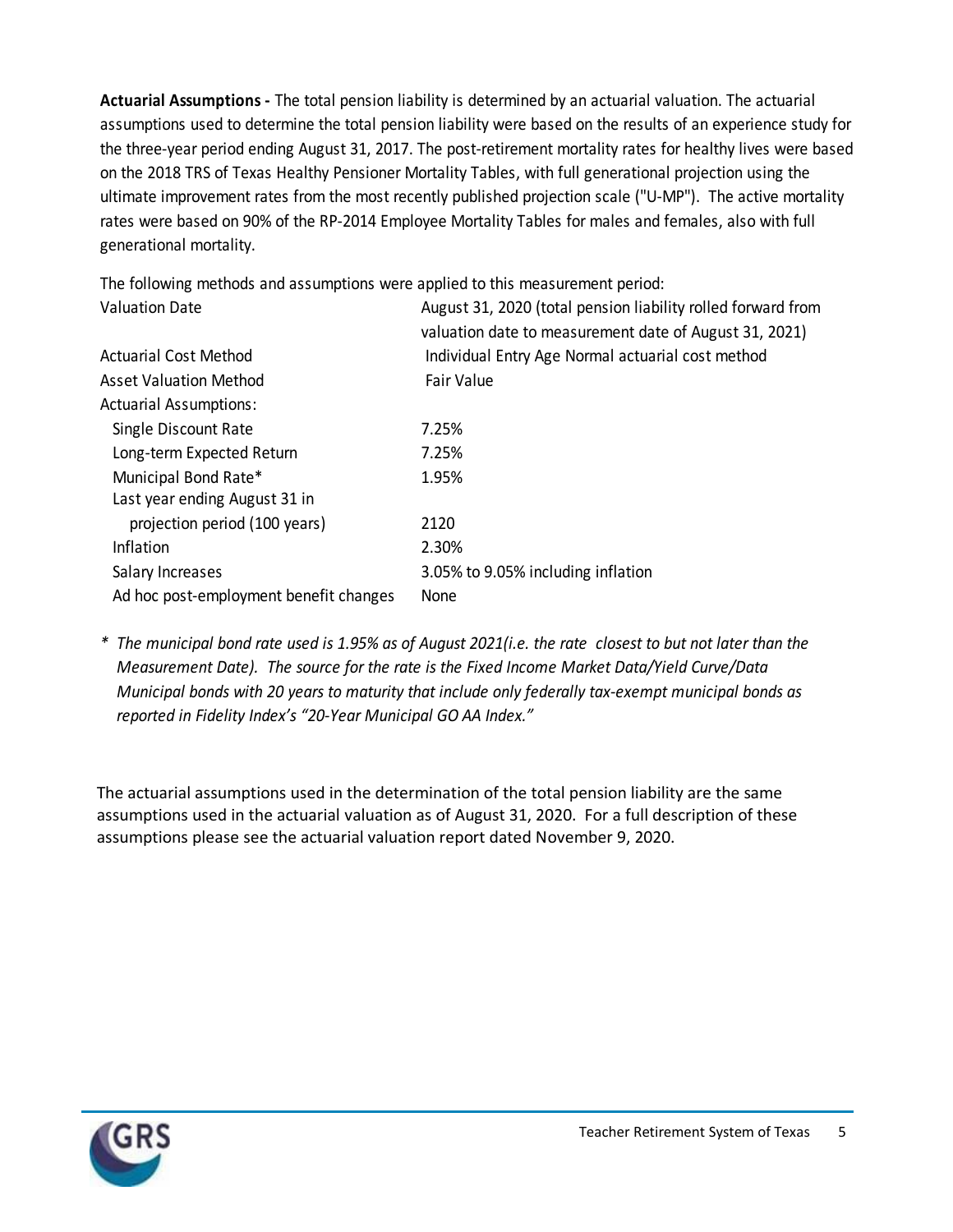**Actuarial Assumptions -** The total pension liability is determined by an actuarial valuation. The actuarial assumptions used to determine the total pension liability were based on the results of an experience study for the three-year period ending August 31, 2017. The post-retirement mortality rates for healthy lives were based on the 2018 TRS of Texas Healthy Pensioner Mortality Tables, with full generational projection using the ultimate improvement rates from the most recently published projection scale ("U-MP"). The active mortality rates were based on 90% of the RP-2014 Employee Mortality Tables for males and females, also with full generational mortality.

The following methods and assumptions were applied to this measurement period:

| | |
|---|---|
| Valuation Date | August 31, 2020 (total pension liability rolled forward from valuation date to measurement date of August 31, 2021) |
| Actuarial Cost Method | Individual Entry Age Normal actuarial cost method |
| Asset Valuation Method | Fair Value |
| Actuarial Assumptions: | |
| Single Discount Rate | 7.25% |
| Long-term Expected Return | 7.25% |
| Municipal Bond Rate* | 1.95% |
| Last year ending August 31 in projection period (100 years) | 2120 |
| Inflation | 2.30% |
| Salary Increases | 3.05% to 9.05% including inflation |
| Ad hoc post-employment benefit changes | None |

*\* The municipal bond rate used is 1.95% as of August 2021(i.e. the rate closest to but not later than the Measurement Date). The source for the rate is the Fixed Income Market Data/Yield Curve/Data Municipal bonds with 20 years to maturity that include only federally tax-exempt municipal bonds as reported in Fidelity Index's "20-Year Municipal GO AA Index."*

The actuarial assumptions used in the determination of the total pension liability are the same assumptions used in the actuarial valuation as of August 31, 2020. For a full description of these assumptions please see the actuarial valuation report dated November 9, 2020.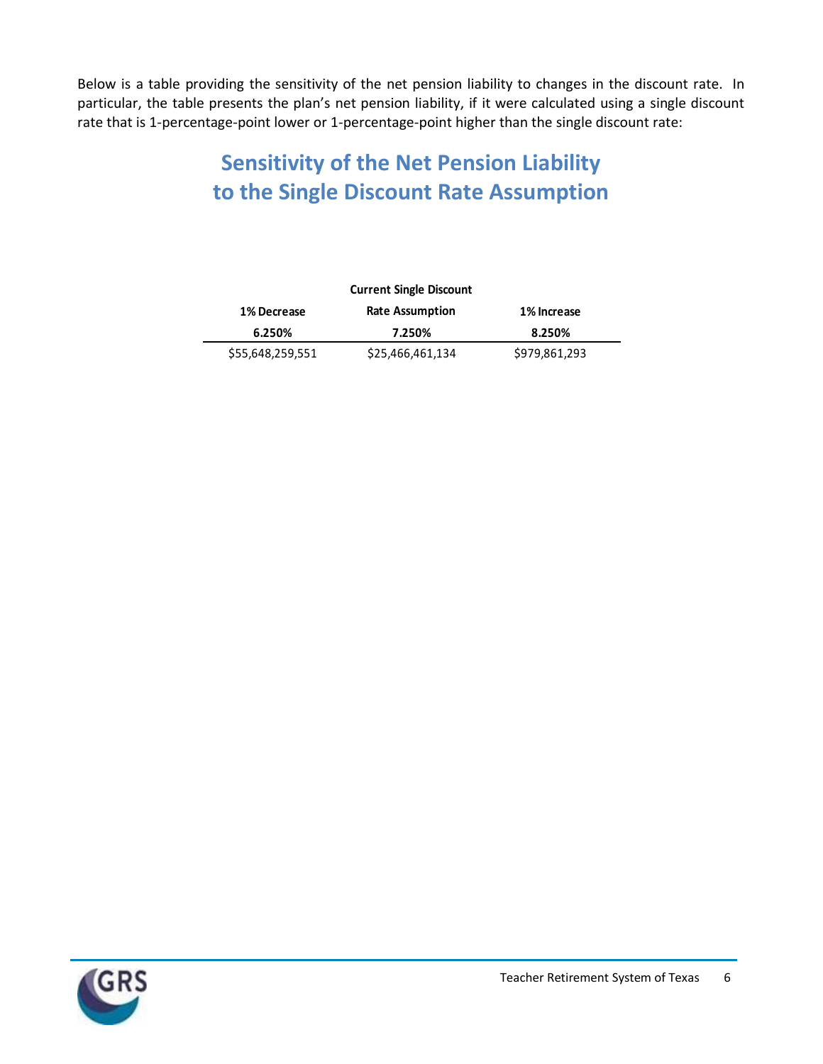Below is a table providing the sensitivity of the net pension liability to changes in the discount rate. In particular, the table presents the plan's net pension liability, if it were calculated using a single discount rate that is 1-percentage-point lower or 1-percentage-point higher than the single discount rate:

## Sensitivity of the Net Pension Liability to the Single Discount Rate Assumption

| 1% Decrease | Current Single Discount Rate Assumption | 1% Increase |
|---|---|---|
| 6.250% | 7.250% | 8.250% |
| $55,648,259,551 | $25,466,461,134 | $979,861,293 |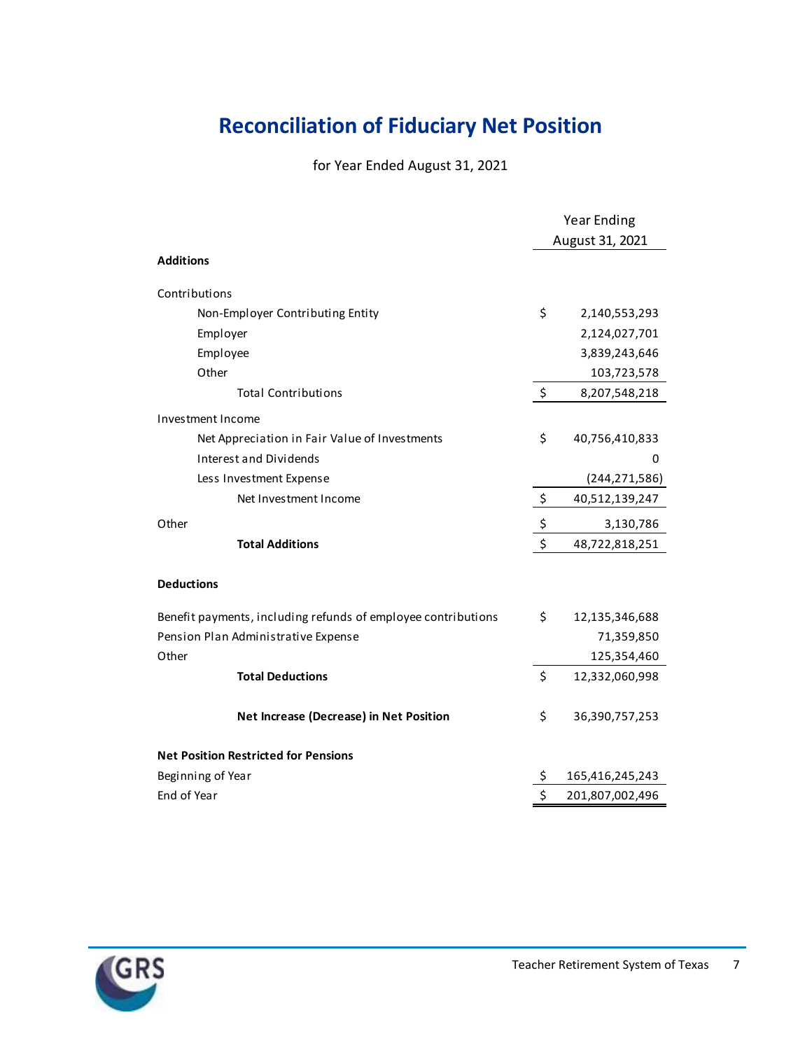# Reconciliation of Fiduciary Net Position

for Year Ended August 31, 2021

| | Year Ending August 31, 2021 |
|---|---|
| **Additions** | |
| Contributions | |
| Non-Employer Contributing Entity | $ 2,140,553,293 |
| Employer | 2,124,027,701 |
| Employee | 3,839,243,646 |
| Other | 103,723,578 |
| Total Contributions | $ 8,207,548,218 |
| Investment Income | |
| Net Appreciation in Fair Value of Investments | $ 40,756,410,833 |
| Interest and Dividends | 0 |
| Less Investment Expense | (244,271,586) |
| Net Investment Income | $ 40,512,139,247 |
| Other | $ 3,130,786 |
| **Total Additions** | $ 48,722,818,251 |
| **Deductions** | |
| Benefit payments, including refunds of employee contributions | $ 12,135,346,688 |
| Pension Plan Administrative Expense | 71,359,850 |
| Other | 125,354,460 |
| **Total Deductions** | $ 12,332,060,998 |
| **Net Increase (Decrease) in Net Position** | $ 36,390,757,253 |
| **Net Position Restricted for Pensions** | |
| Beginning of Year | $ 165,416,245,243 |
| End of Year | $ 201,807,002,496 |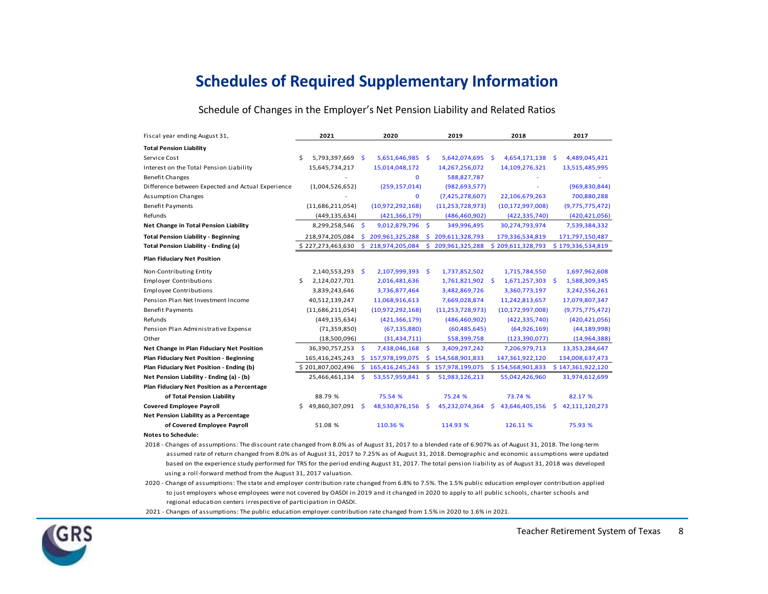# Schedules of Required Supplementary Information

## Schedule of Changes in the Employer's Net Pension Liability and Related Ratios

| Fiscal year ending August 31, | 2021 | 2020 | 2019 | 2018 | 2017 |
|---|---|---|---|---|---|
| **Total Pension Liability** | | | | | |
| Service Cost | $ 5,793,397,669 | $ 5,651,646,985 | $ 5,642,074,695 | $ 4,654,171,138 | $ 4,489,045,421 |
| Interest on the Total Pension Liability | 15,645,734,217 | 15,014,048,172 | 14,267,256,072 | 14,109,276,321 | 13,515,485,995 |
| Benefit Changes | - | 0 | 588,827,787 | - | - |
| Difference between Expected and Actual Experience | (1,004,526,652) | (259,157,014) | (982,693,577) | - | (969,830,844) |
| Assumption Changes | - | 0 | (7,425,278,607) | 22,106,679,263 | 700,880,288 |
| Benefit Payments | (11,686,211,054) | (10,972,292,168) | (11,253,728,973) | (10,172,997,008) | (9,775,775,472) |
| Refunds | (449,135,634) | (421,366,179) | (486,460,902) | (422,335,740) | (420,421,056) |
| **Net Change in Total Pension Liability** | 8,299,258,546 | $ 9,012,879,796 | $ 349,996,495 | 30,274,793,974 | 7,539,384,332 |
| **Total Pension Liability - Beginning** | 218,974,205,084 | $ 209,961,325,288 | $ 209,611,328,793 | 179,336,534,819 | 171,797,150,487 |
| **Total Pension Liability - Ending (a)** | $ 227,273,463,630 | $ 218,974,205,084 | $ 209,961,325,288 | $ 209,611,328,793 | $ 179,336,534,819 |
| **Plan Fiduciary Net Position** | | | | | |
| Non-Contributing Entity | 2,140,553,293 | $ 2,107,999,393 | $ 1,737,852,502 | 1,715,784,550 | 1,697,962,608 |
| Employer Contributions | $ 2,124,027,701 | 2,016,481,636 | 1,761,821,902 | $ 1,671,257,303 | $ 1,588,309,345 |
| Employee Contributions | 3,839,243,646 | 3,736,877,464 | 3,482,869,726 | 3,360,773,197 | 3,242,556,261 |
| Pension Plan Net Investment Income | 40,512,139,247 | 11,068,916,613 | 7,669,028,874 | 11,242,813,657 | 17,079,807,347 |
| Benefit Payments | (11,686,211,054) | (10,972,292,168) | (11,253,728,973) | (10,172,997,008) | (9,775,775,472) |
| Refunds | (449,135,634) | (421,366,179) | (486,460,902) | (422,335,740) | (420,421,056) |
| Pension Plan Administrative Expense | (71,359,850) | (67,135,880) | (60,485,645) | (64,926,169) | (44,189,998) |
| Other | (18,500,096) | (31,434,711) | 558,399,758 | (123,390,077) | (14,964,388) |
| **Net Change in Plan Fiduciary Net Position** | 36,390,757,253 | $ 7,438,046,168 | $ 3,409,297,242 | 7,206,979,713 | 13,353,284,647 |
| **Plan Fiduciary Net Position - Beginning** | 165,416,245,243 | $ 157,978,199,075 | $ 154,568,901,833 | 147,361,922,120 | 134,008,637,473 |
| **Plan Fiduciary Net Position - Ending (b)** | $ 201,807,002,496 | $ 165,416,245,243 | $ 157,978,199,075 | $ 154,568,901,833 | $ 147,361,922,120 |
| **Net Pension Liability - Ending (a) - (b)** | 25,466,461,134 | $ 53,557,959,841 | $ 51,983,126,213 | 55,042,426,960 | 31,974,612,699 |
| **Plan Fiduciary Net Position as a Percentage of Total Pension Liability** | 88.79 % | 75.54 % | 75.24 % | 73.74 % | 82.17 % |
| **Covered Employee Payroll** | $ 49,860,307,091 | $ 48,530,876,156 | $ 45,232,074,364 | $ 43,646,405,156 | $ 42,111,120,273 |
| **Net Pension Liability as a Percentage of Covered Employee Payroll** | 51.08 % | 110.36 % | 114.93 % | 126.11 % | 75.93 % |

**Notes to Schedule:**

2018 - Changes of assumptions: The discount rate changed from 8.0% as of August 31, 2017 to a blended rate of 6.907% as of August 31, 2018. The long-term assumed rate of return changed from 8.0% as of August 31, 2017 to 7.25% as of August 31, 2018. Demographic and economic assumptions were updated based on the experience study performed for TRS for the period ending August 31, 2017. The total pension liability as of August 31, 2018 was developed using a roll-forward method from the August 31, 2017 valuation.

2020 - Change of assumptions: The state and employer contribution rate changed from 6.8% to 7.5%. The 1.5% public education employer contribution applied to just employers whose employees were not covered by OASDI in 2019 and it changed in 2020 to apply to all public schools, charter schools and regional education centers irrespective of participation in OASDI.

2021 - Changes of assumptions: The public education employer contribution rate changed from 1.5% in 2020 to 1.6% in 2021.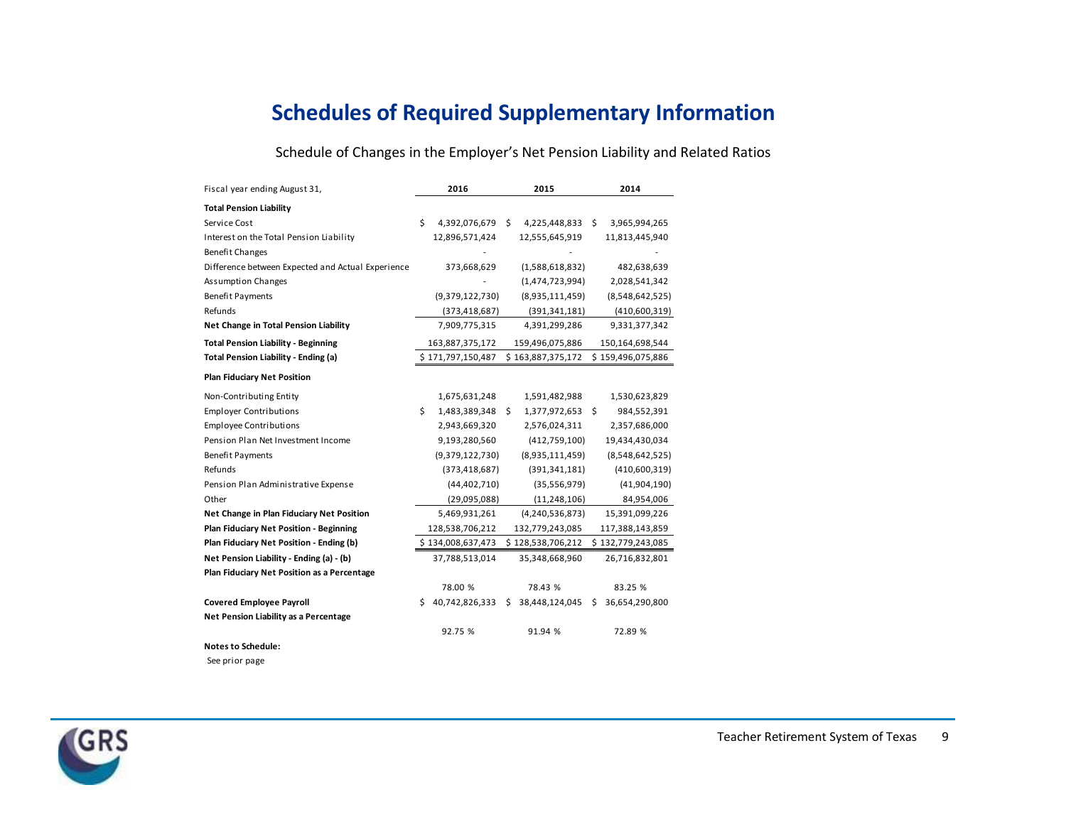# Schedules of Required Supplementary Information

## Schedule of Changes in the Employer's Net Pension Liability and Related Ratios

| Fiscal year ending August 31, | 2016 | 2015 | 2014 |
|---|---|---|---|
| **Total Pension Liability** | | | |
| Service Cost | $ 4,392,076,679 | $ 4,225,448,833 | $ 3,965,994,265 |
| Interest on the Total Pension Liability | 12,896,571,424 | 12,555,645,919 | 11,813,445,940 |
| Benefit Changes | - | - | - |
| Difference between Expected and Actual Experience | 373,668,629 | (1,588,618,832) | 482,638,639 |
| Assumption Changes | - | (1,474,723,994) | 2,028,541,342 |
| Benefit Payments | (9,379,122,730) | (8,935,111,459) | (8,548,642,525) |
| Refunds | (373,418,687) | (391,341,181) | (410,600,319) |
| **Net Change in Total Pension Liability** | 7,909,775,315 | 4,391,299,286 | 9,331,377,342 |
| **Total Pension Liability - Beginning** | 163,887,375,172 | 159,496,075,886 | 150,164,698,544 |
| **Total Pension Liability - Ending (a)** | $ 171,797,150,487 | $ 163,887,375,172 | $ 159,496,075,886 |
| **Plan Fiduciary Net Position** | | | |
| Non-Contributing Entity | 1,675,631,248 | 1,591,482,988 | 1,530,623,829 |
| Employer Contributions | $ 1,483,389,348 | $ 1,377,972,653 | $ 984,552,391 |
| Employee Contributions | 2,943,669,320 | 2,576,024,311 | 2,357,686,000 |
| Pension Plan Net Investment Income | 9,193,280,560 | (412,759,100) | 19,434,430,034 |
| Benefit Payments | (9,379,122,730) | (8,935,111,459) | (8,548,642,525) |
| Refunds | (373,418,687) | (391,341,181) | (410,600,319) |
| Pension Plan Administrative Expense | (44,402,710) | (35,556,979) | (41,904,190) |
| Other | (29,095,088) | (11,248,106) | 84,954,006 |
| **Net Change in Plan Fiduciary Net Position** | 5,469,931,261 | (4,240,536,873) | 15,391,099,226 |
| **Plan Fiduciary Net Position - Beginning** | 128,538,706,212 | 132,779,243,085 | 117,388,143,859 |
| **Plan Fiduciary Net Position - Ending (b)** | $ 134,008,637,473 | $ 128,538,706,212 | $ 132,779,243,085 |
| **Net Pension Liability - Ending (a) - (b)** | 37,788,513,014 | 35,348,668,960 | 26,716,832,801 |
| **Plan Fiduciary Net Position as a Percentage** | 78.00 % | 78.43 % | 83.25 % |
| **Covered Employee Payroll** | $ 40,742,826,333 | $ 38,448,124,045 | $ 36,654,290,800 |
| **Net Pension Liability as a Percentage** | 92.75 % | 91.94 % | 72.89 % |

**Notes to Schedule:**

See prior page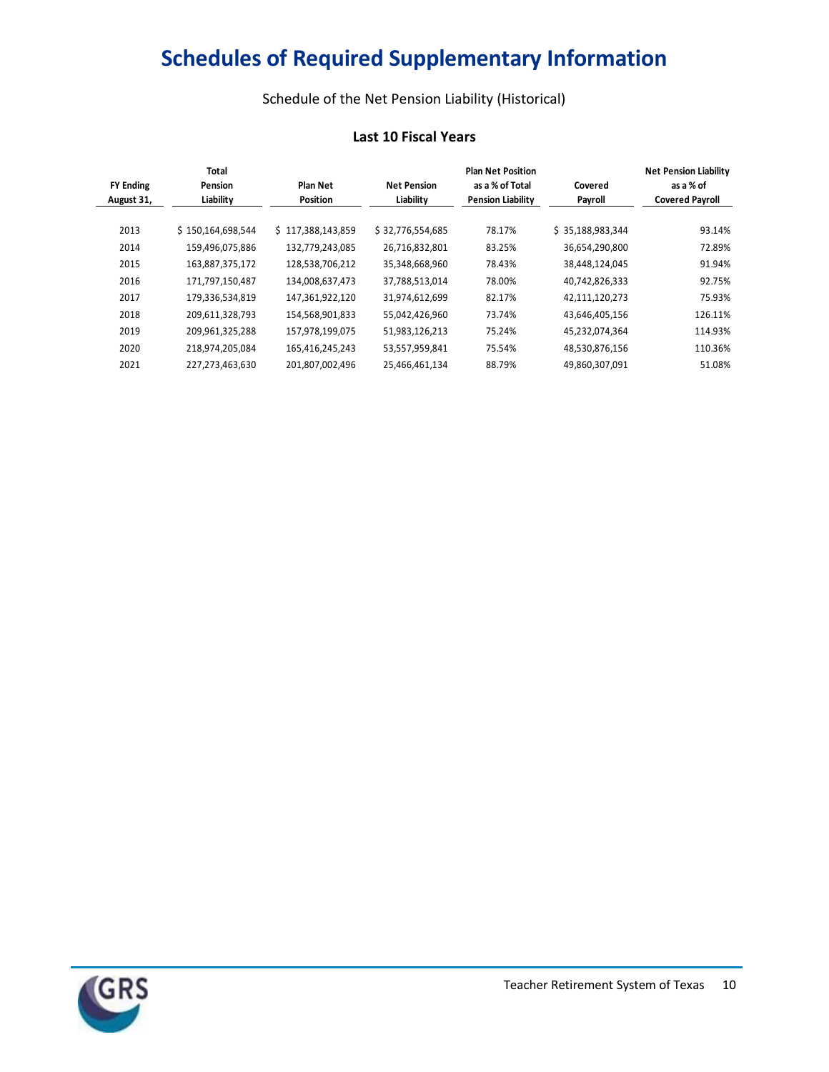# Schedules of Required Supplementary Information

Schedule of the Net Pension Liability (Historical)

### Last 10 Fiscal Years

| FY Ending August 31, | Total Pension Liability | Plan Net Position | Net Pension Liability | Plan Net Position as a % of Total Pension Liability | Covered Payroll | Net Pension Liability as a % of Covered Payroll |
|---|---|---|---|---|---|---|
| 2013 | $ 150,164,698,544 | $ 117,388,143,859 | $ 32,776,554,685 | 78.17% | $ 35,188,983,344 | 93.14% |
| 2014 | 159,496,075,886 | 132,779,243,085 | 26,716,832,801 | 83.25% | 36,654,290,800 | 72.89% |
| 2015 | 163,887,375,172 | 128,538,706,212 | 35,348,668,960 | 78.43% | 38,448,124,045 | 91.94% |
| 2016 | 171,797,150,487 | 134,008,637,473 | 37,788,513,014 | 78.00% | 40,742,826,333 | 92.75% |
| 2017 | 179,336,534,819 | 147,361,922,120 | 31,974,612,699 | 82.17% | 42,111,120,273 | 75.93% |
| 2018 | 209,611,328,793 | 154,568,901,833 | 55,042,426,960 | 73.74% | 43,646,405,156 | 126.11% |
| 2019 | 209,961,325,288 | 157,978,199,075 | 51,983,126,213 | 75.24% | 45,232,074,364 | 114.93% |
| 2020 | 218,974,205,084 | 165,416,245,243 | 53,557,959,841 | 75.54% | 48,530,876,156 | 110.36% |
| 2021 | 227,273,463,630 | 201,807,002,496 | 25,466,461,134 | 88.79% | 49,860,307,091 | 51.08% |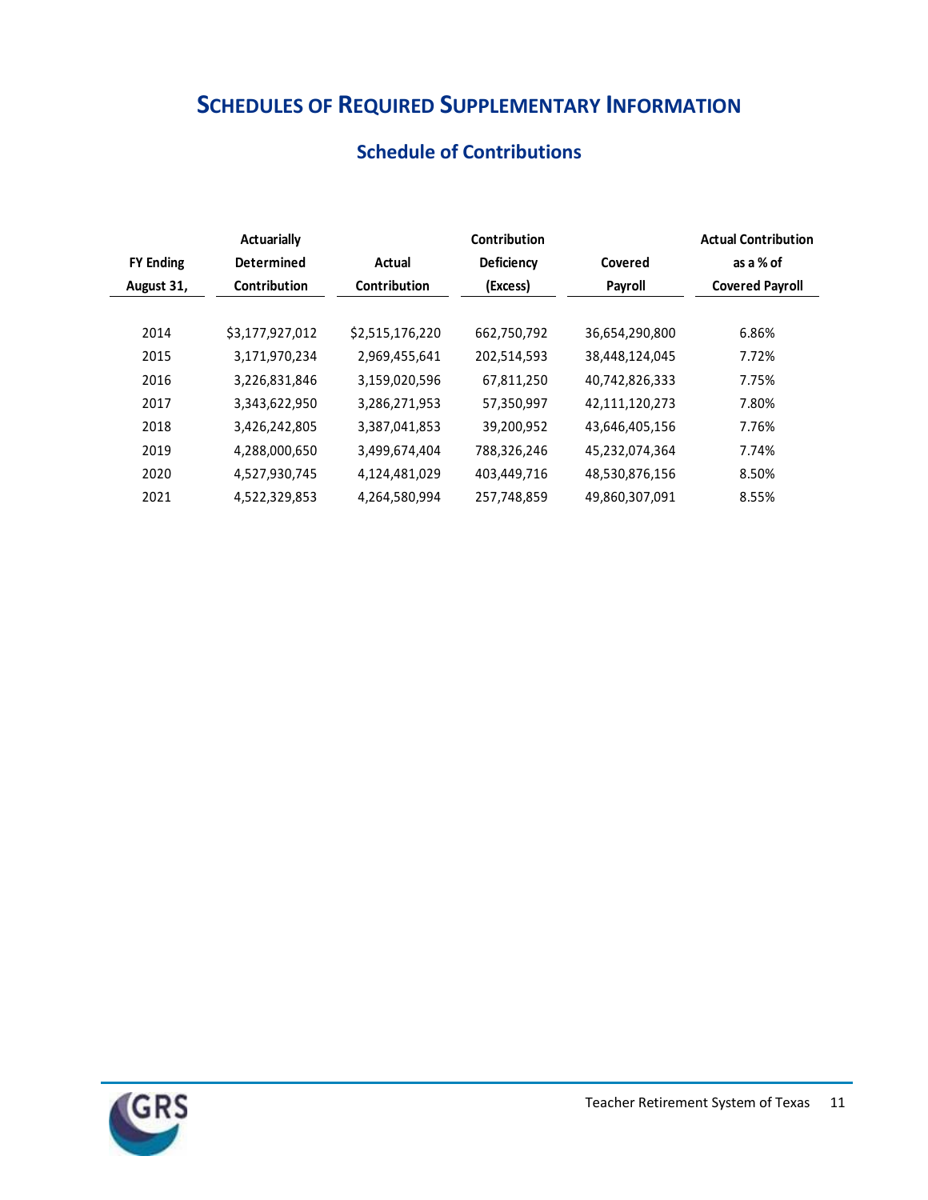# SCHEDULES OF REQUIRED SUPPLEMENTARY INFORMATION

## Schedule of Contributions

| FY Ending August 31, | Actuarially Determined Contribution | Actual Contribution | Contribution Deficiency (Excess) | Covered Payroll | Actual Contribution as a % of Covered Payroll |
|---|---|---|---|---|---|
| 2014 | $3,177,927,012 | $2,515,176,220 | 662,750,792 | 36,654,290,800 | 6.86% |
| 2015 | 3,171,970,234 | 2,969,455,641 | 202,514,593 | 38,448,124,045 | 7.72% |
| 2016 | 3,226,831,846 | 3,159,020,596 | 67,811,250 | 40,742,826,333 | 7.75% |
| 2017 | 3,343,622,950 | 3,286,271,953 | 57,350,997 | 42,111,120,273 | 7.80% |
| 2018 | 3,426,242,805 | 3,387,041,853 | 39,200,952 | 43,646,405,156 | 7.76% |
| 2019 | 4,288,000,650 | 3,499,674,404 | 788,326,246 | 45,232,074,364 | 7.74% |
| 2020 | 4,527,930,745 | 4,124,481,029 | 403,449,716 | 48,530,876,156 | 8.50% |
| 2021 | 4,522,329,853 | 4,264,580,994 | 257,748,859 | 49,860,307,091 | 8.55% |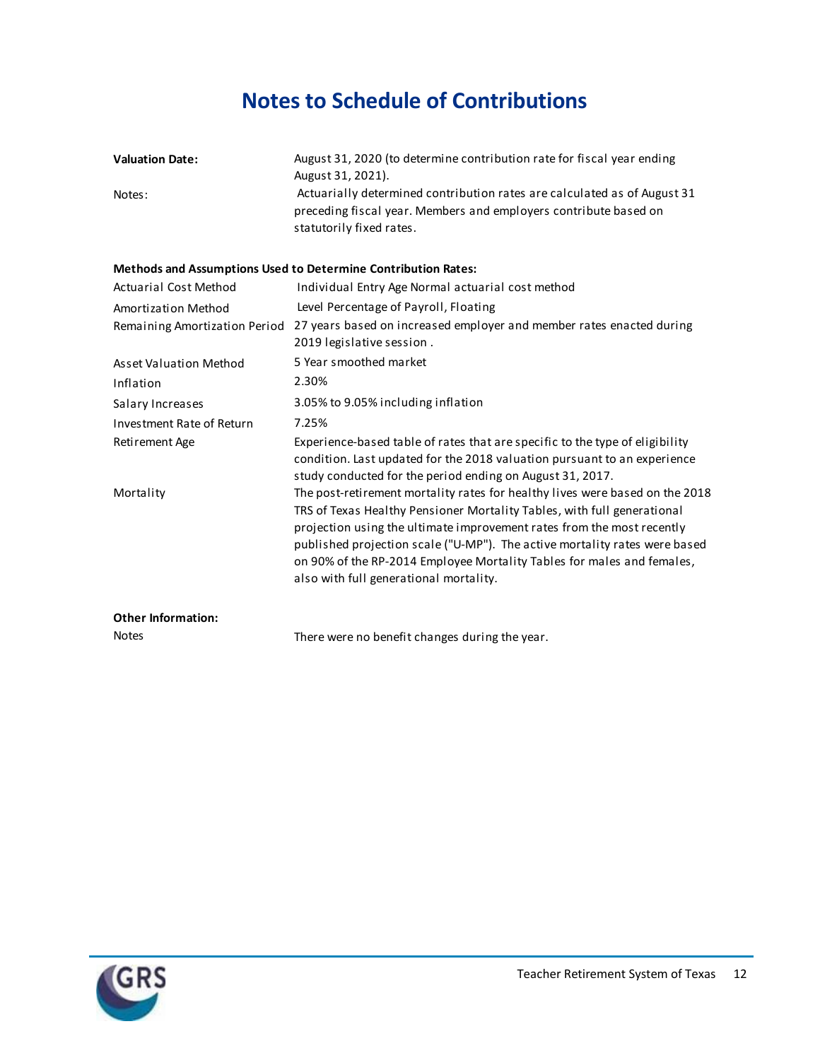# Notes to Schedule of Contributions

| | |
|---|---|
| **Valuation Date:** | August 31, 2020 (to determine contribution rate for fiscal year ending August 31, 2021). |
| Notes: | Actuarially determined contribution rates are calculated as of August 31 preceding fiscal year. Members and employers contribute based on statutorily fixed rates. |

**Methods and Assumptions Used to Determine Contribution Rates:**

| | |
|---|---|
| Actuarial Cost Method | Individual Entry Age Normal actuarial cost method |
| Amortization Method | Level Percentage of Payroll, Floating |
| Remaining Amortization Period | 27 years based on increased employer and member rates enacted during 2019 legislative session . |
| Asset Valuation Method | 5 Year smoothed market |
| Inflation | 2.30% |
| Salary Increases | 3.05% to 9.05% including inflation |
| Investment Rate of Return | 7.25% |
| Retirement Age | Experience-based table of rates that are specific to the type of eligibility condition. Last updated for the 2018 valuation pursuant to an experience study conducted for the period ending on August 31, 2017. |
| Mortality | The post-retirement mortality rates for healthy lives were based on the 2018 TRS of Texas Healthy Pensioner Mortality Tables, with full generational projection using the ultimate improvement rates from the most recently published projection scale ("U-MP"). The active mortality rates were based on 90% of the RP-2014 Employee Mortality Tables for males and females, also with full generational mortality. |

**Other Information:**

| | |
|---|---|
| Notes | There were no benefit changes during the year. |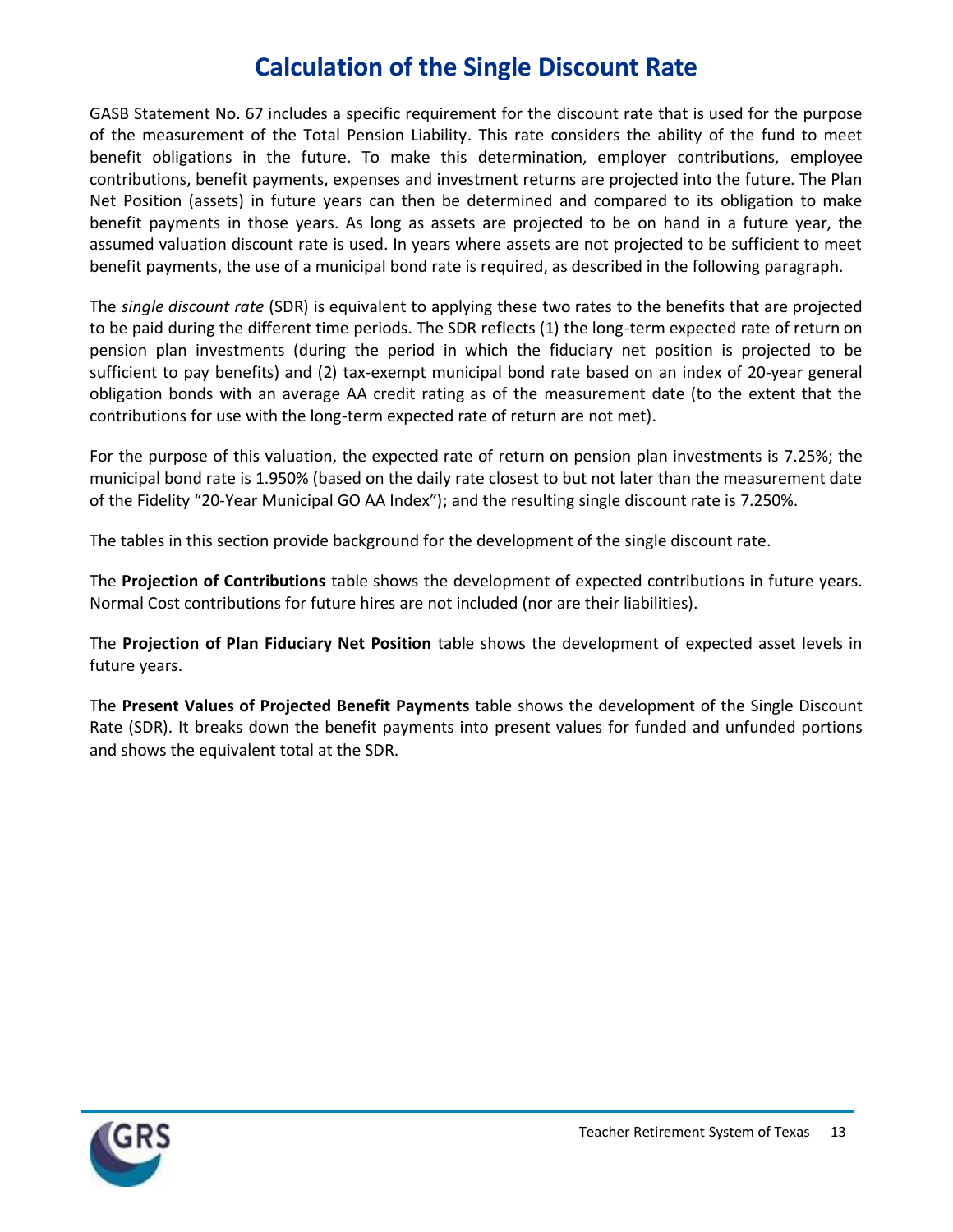# Calculation of the Single Discount Rate

GASB Statement No. 67 includes a specific requirement for the discount rate that is used for the purpose of the measurement of the Total Pension Liability. This rate considers the ability of the fund to meet benefit obligations in the future. To make this determination, employer contributions, employee contributions, benefit payments, expenses and investment returns are projected into the future. The Plan Net Position (assets) in future years can then be determined and compared to its obligation to make benefit payments in those years. As long as assets are projected to be on hand in a future year, the assumed valuation discount rate is used. In years where assets are not projected to be sufficient to meet benefit payments, the use of a municipal bond rate is required, as described in the following paragraph.

The *single discount rate* (SDR) is equivalent to applying these two rates to the benefits that are projected to be paid during the different time periods. The SDR reflects (1) the long-term expected rate of return on pension plan investments (during the period in which the fiduciary net position is projected to be sufficient to pay benefits) and (2) tax-exempt municipal bond rate based on an index of 20-year general obligation bonds with an average AA credit rating as of the measurement date (to the extent that the contributions for use with the long-term expected rate of return are not met).

For the purpose of this valuation, the expected rate of return on pension plan investments is 7.25%; the municipal bond rate is 1.950% (based on the daily rate closest to but not later than the measurement date of the Fidelity "20-Year Municipal GO AA Index"); and the resulting single discount rate is 7.250%.

The tables in this section provide background for the development of the single discount rate.

The **Projection of Contributions** table shows the development of expected contributions in future years. Normal Cost contributions for future hires are not included (nor are their liabilities).

The **Projection of Plan Fiduciary Net Position** table shows the development of expected asset levels in future years.

The **Present Values of Projected Benefit Payments** table shows the development of the Single Discount Rate (SDR). It breaks down the benefit payments into present values for funded and unfunded portions and shows the equivalent total at the SDR.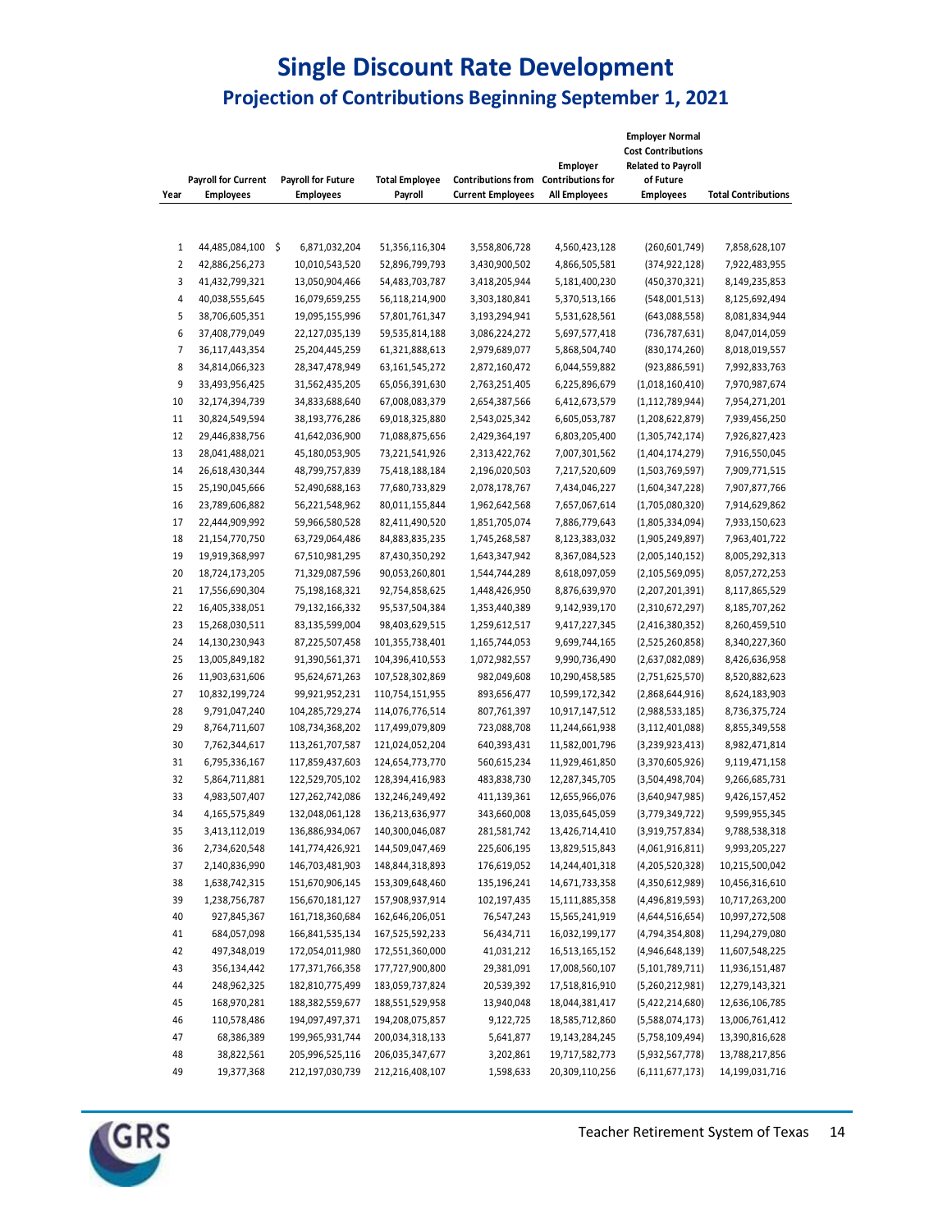# Single Discount Rate Development

## Projection of Contributions Beginning September 1, 2021

| Year | Payroll for Current Employees | Payroll for Future Employees | Total Employee Payroll | Contributions from Current Employees | Employer Contributions for All Employees | Employer Normal Cost Contributions Related to Payroll of Future Employees | Total Contributions |
|---|---|---|---|---|---|---|---|
| 1 | 44,485,084,100 $ | 6,871,032,204 | 51,356,116,304 | 3,558,806,728 | 4,560,423,128 | (260,601,749) | 7,858,628,107 |
| 2 | 42,886,256,273 | 10,010,543,520 | 52,896,799,793 | 3,430,900,502 | 4,866,505,581 | (374,922,128) | 7,922,483,955 |
| 3 | 41,432,799,321 | 13,050,904,466 | 54,483,703,787 | 3,418,205,944 | 5,181,400,230 | (450,370,321) | 8,149,235,853 |
| 4 | 40,038,555,645 | 16,079,659,255 | 56,118,214,900 | 3,303,180,841 | 5,370,513,166 | (548,001,513) | 8,125,692,494 |
| 5 | 38,706,605,351 | 19,095,155,996 | 57,801,761,347 | 3,193,294,941 | 5,531,628,561 | (643,088,558) | 8,081,834,944 |
| 6 | 37,408,779,049 | 22,127,035,139 | 59,535,814,188 | 3,086,224,272 | 5,697,577,418 | (736,787,631) | 8,047,014,059 |
| 7 | 36,117,443,354 | 25,204,445,259 | 61,321,888,613 | 2,979,689,077 | 5,868,504,740 | (830,174,260) | 8,018,019,557 |
| 8 | 34,814,066,323 | 28,347,478,949 | 63,161,545,272 | 2,872,160,472 | 6,044,559,882 | (923,886,591) | 7,992,833,763 |
| 9 | 33,493,956,425 | 31,562,435,205 | 65,056,391,630 | 2,763,251,405 | 6,225,896,679 | (1,018,160,410) | 7,970,987,674 |
| 10 | 32,174,394,739 | 34,833,688,640 | 67,008,083,379 | 2,654,387,566 | 6,412,673,579 | (1,112,789,944) | 7,954,271,201 |
| 11 | 30,824,549,594 | 38,193,776,286 | 69,018,325,880 | 2,543,025,342 | 6,605,053,787 | (1,208,622,879) | 7,939,456,250 |
| 12 | 29,446,838,756 | 41,642,036,900 | 71,088,875,656 | 2,429,364,197 | 6,803,205,400 | (1,305,742,174) | 7,926,827,423 |
| 13 | 28,041,488,021 | 45,180,053,905 | 73,221,541,926 | 2,313,422,762 | 7,007,301,562 | (1,404,174,279) | 7,916,550,045 |
| 14 | 26,618,430,344 | 48,799,757,839 | 75,418,188,184 | 2,196,020,503 | 7,217,520,609 | (1,503,769,597) | 7,909,771,515 |
| 15 | 25,190,045,666 | 52,490,688,163 | 77,680,733,829 | 2,078,178,767 | 7,434,046,227 | (1,604,347,228) | 7,907,877,766 |
| 16 | 23,789,606,882 | 56,221,548,962 | 80,011,155,844 | 1,962,642,568 | 7,657,067,614 | (1,705,080,320) | 7,914,629,862 |
| 17 | 22,444,909,992 | 59,966,580,528 | 82,411,490,520 | 1,851,705,074 | 7,886,779,643 | (1,805,334,094) | 7,933,150,623 |
| 18 | 21,154,770,750 | 63,729,064,486 | 84,883,835,235 | 1,745,268,587 | 8,123,383,032 | (1,905,249,897) | 7,963,401,722 |
| 19 | 19,919,368,997 | 67,510,981,295 | 87,430,350,292 | 1,643,347,942 | 8,367,084,523 | (2,005,140,152) | 8,005,292,313 |
| 20 | 18,724,173,205 | 71,329,087,596 | 90,053,260,801 | 1,544,744,289 | 8,618,097,059 | (2,105,569,095) | 8,057,272,253 |
| 21 | 17,556,690,304 | 75,198,168,321 | 92,754,858,625 | 1,448,426,950 | 8,876,639,970 | (2,207,201,391) | 8,117,865,529 |
| 22 | 16,405,338,051 | 79,132,166,332 | 95,537,504,384 | 1,353,440,389 | 9,142,939,170 | (2,310,672,297) | 8,185,707,262 |
| 23 | 15,268,030,511 | 83,135,599,004 | 98,403,629,515 | 1,259,612,517 | 9,417,227,345 | (2,416,380,352) | 8,260,459,510 |
| 24 | 14,130,230,943 | 87,225,507,458 | 101,355,738,401 | 1,165,744,053 | 9,699,744,165 | (2,525,260,858) | 8,340,227,360 |
| 25 | 13,005,849,182 | 91,390,561,371 | 104,396,410,553 | 1,072,982,557 | 9,990,736,490 | (2,637,082,089) | 8,426,636,958 |
| 26 | 11,903,631,606 | 95,624,671,263 | 107,528,302,869 | 982,049,608 | 10,290,458,585 | (2,751,625,570) | 8,520,882,623 |
| 27 | 10,832,199,724 | 99,921,952,231 | 110,754,151,955 | 893,656,477 | 10,599,172,342 | (2,868,644,916) | 8,624,183,903 |
| 28 | 9,791,047,240 | 104,285,729,274 | 114,076,776,514 | 807,761,397 | 10,917,147,512 | (2,988,533,185) | 8,736,375,724 |
| 29 | 8,764,711,607 | 108,734,368,202 | 117,499,079,809 | 723,088,708 | 11,244,661,938 | (3,112,401,088) | 8,855,349,558 |
| 30 | 7,762,344,617 | 113,261,707,587 | 121,024,052,204 | 640,393,431 | 11,582,001,796 | (3,239,923,413) | 8,982,471,814 |
| 31 | 6,795,336,167 | 117,859,437,603 | 124,654,773,770 | 560,615,234 | 11,929,461,850 | (3,370,605,926) | 9,119,471,158 |
| 32 | 5,864,711,881 | 122,529,705,102 | 128,394,416,983 | 483,838,730 | 12,287,345,705 | (3,504,498,704) | 9,266,685,731 |
| 33 | 4,983,507,407 | 127,262,742,086 | 132,246,249,492 | 411,139,361 | 12,655,966,076 | (3,640,947,985) | 9,426,157,452 |
| 34 | 4,165,575,849 | 132,048,061,128 | 136,213,636,977 | 343,660,008 | 13,035,645,059 | (3,779,349,722) | 9,599,955,345 |
| 35 | 3,413,112,019 | 136,886,934,067 | 140,300,046,087 | 281,581,742 | 13,426,714,410 | (3,919,757,834) | 9,788,538,318 |
| 36 | 2,734,620,548 | 141,774,426,921 | 144,509,047,469 | 225,606,195 | 13,829,515,843 | (4,061,916,811) | 9,993,205,227 |
| 37 | 2,140,836,990 | 146,703,481,903 | 148,844,318,893 | 176,619,052 | 14,244,401,318 | (4,205,520,328) | 10,215,500,042 |
| 38 | 1,638,742,315 | 151,670,906,145 | 153,309,648,460 | 135,196,241 | 14,671,733,358 | (4,350,612,989) | 10,456,316,610 |
| 39 | 1,238,756,787 | 156,670,181,127 | 157,908,937,914 | 102,197,435 | 15,111,885,358 | (4,496,819,593) | 10,717,263,200 |
| 40 | 927,845,367 | 161,718,360,684 | 162,646,206,051 | 76,547,243 | 15,565,241,919 | (4,644,516,654) | 10,997,272,508 |
| 41 | 684,057,098 | 166,841,535,134 | 167,525,592,233 | 56,434,711 | 16,032,199,177 | (4,794,354,808) | 11,294,279,080 |
| 42 | 497,348,019 | 172,054,011,980 | 172,551,360,000 | 41,031,212 | 16,513,165,152 | (4,946,648,139) | 11,607,548,225 |
| 43 | 356,134,442 | 177,371,766,358 | 177,727,900,800 | 29,381,091 | 17,008,560,107 | (5,101,789,711) | 11,936,151,487 |
| 44 | 248,962,325 | 182,810,775,499 | 183,059,737,824 | 20,539,392 | 17,518,816,910 | (5,260,212,981) | 12,279,143,321 |
| 45 | 168,970,281 | 188,382,559,677 | 188,551,529,958 | 13,940,048 | 18,044,381,417 | (5,422,214,680) | 12,636,106,785 |
| 46 | 110,578,486 | 194,097,497,371 | 194,208,075,857 | 9,122,725 | 18,585,712,860 | (5,588,074,173) | 13,006,761,412 |
| 47 | 68,386,389 | 199,965,931,744 | 200,034,318,133 | 5,641,877 | 19,143,284,245 | (5,758,109,494) | 13,390,816,628 |
| 48 | 38,822,561 | 205,996,525,116 | 206,035,347,677 | 3,202,861 | 19,717,582,773 | (5,932,567,778) | 13,788,217,856 |
| 49 | 19,377,368 | 212,197,030,739 | 212,216,408,107 | 1,598,633 | 20,309,110,256 | (6,111,677,173) | 14,199,031,716 |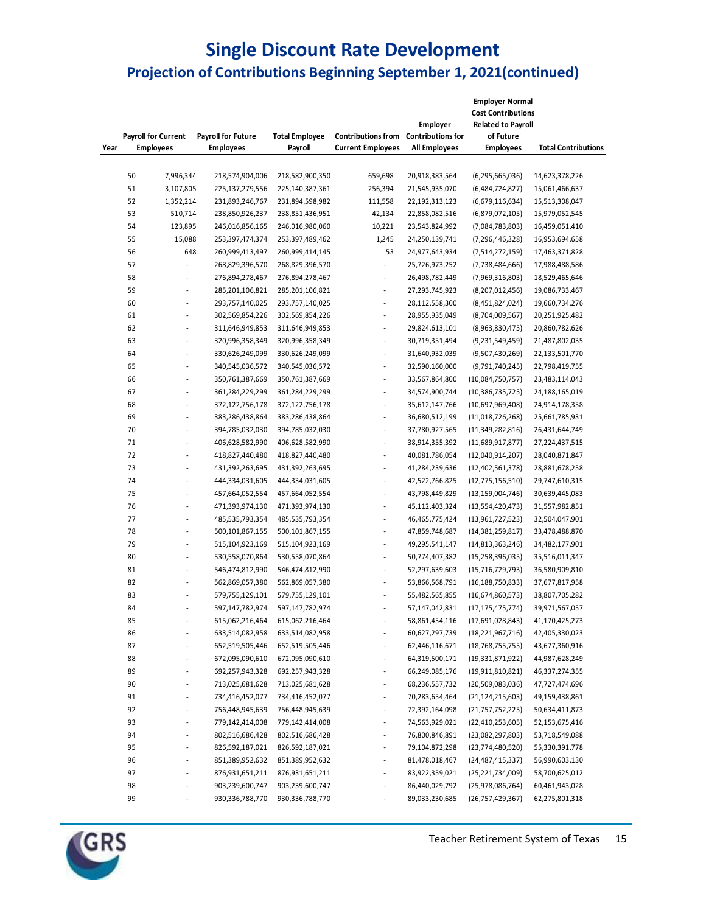# Single Discount Rate Development

## Projection of Contributions Beginning September 1, 2021(continued)

| Year | Payroll for Current Employees | Payroll for Future Employees | Total Employee Payroll | Contributions from Current Employees | Employer Contributions for All Employees | Employer Normal Cost Contributions Related to Payroll of Future Employees | Total Contributions |
|---|---|---|---|---|---|---|---|
| 50 | 7,996,344 | 218,574,904,006 | 218,582,900,350 | 659,698 | 20,918,383,564 | (6,295,665,036) | 14,623,378,226 |
| 51 | 3,107,805 | 225,137,279,556 | 225,140,387,361 | 256,394 | 21,545,935,070 | (6,484,724,827) | 15,061,466,637 |
| 52 | 1,352,214 | 231,893,246,767 | 231,894,598,982 | 111,558 | 22,192,313,123 | (6,679,116,634) | 15,513,308,047 |
| 53 | 510,714 | 238,850,926,237 | 238,851,436,951 | 42,134 | 22,858,082,516 | (6,879,072,105) | 15,979,052,545 |
| 54 | 123,895 | 246,016,856,165 | 246,016,980,060 | 10,221 | 23,543,824,992 | (7,084,783,803) | 16,459,051,410 |
| 55 | 15,088 | 253,397,474,374 | 253,397,489,462 | 1,245 | 24,250,139,741 | (7,296,446,328) | 16,953,694,658 |
| 56 | 648 | 260,999,413,497 | 260,999,414,145 | 53 | 24,977,643,934 | (7,514,272,159) | 17,463,371,828 |
| 57 | - | 268,829,396,570 | 268,829,396,570 | - | 25,726,973,252 | (7,738,484,666) | 17,988,488,586 |
| 58 | - | 276,894,278,467 | 276,894,278,467 | - | 26,498,782,449 | (7,969,316,803) | 18,529,465,646 |
| 59 | - | 285,201,106,821 | 285,201,106,821 | - | 27,293,745,923 | (8,207,012,456) | 19,086,733,467 |
| 60 | - | 293,757,140,025 | 293,757,140,025 | - | 28,112,558,300 | (8,451,824,024) | 19,660,734,276 |
| 61 | - | 302,569,854,226 | 302,569,854,226 | - | 28,955,935,049 | (8,704,009,567) | 20,251,925,482 |
| 62 | - | 311,646,949,853 | 311,646,949,853 | - | 29,824,613,101 | (8,963,830,475) | 20,860,782,626 |
| 63 | - | 320,996,358,349 | 320,996,358,349 | - | 30,719,351,494 | (9,231,549,459) | 21,487,802,035 |
| 64 | - | 330,626,249,099 | 330,626,249,099 | - | 31,640,932,039 | (9,507,430,269) | 22,133,501,770 |
| 65 | - | 340,545,036,572 | 340,545,036,572 | - | 32,590,160,000 | (9,791,740,245) | 22,798,419,755 |
| 66 | - | 350,761,387,669 | 350,761,387,669 | - | 33,567,864,800 | (10,084,750,757) | 23,483,114,043 |
| 67 | - | 361,284,229,299 | 361,284,229,299 | - | 34,574,900,744 | (10,386,735,725) | 24,188,165,019 |
| 68 | - | 372,122,756,178 | 372,122,756,178 | - | 35,612,147,766 | (10,697,969,408) | 24,914,178,358 |
| 69 | - | 383,286,438,864 | 383,286,438,864 | - | 36,680,512,199 | (11,018,726,268) | 25,661,785,931 |
| 70 | - | 394,785,032,030 | 394,785,032,030 | - | 37,780,927,565 | (11,349,282,816) | 26,431,644,749 |
| 71 | - | 406,628,582,990 | 406,628,582,990 | - | 38,914,355,392 | (11,689,917,877) | 27,224,437,515 |
| 72 | - | 418,827,440,480 | 418,827,440,480 | - | 40,081,786,054 | (12,040,914,207) | 28,040,871,847 |
| 73 | - | 431,392,263,695 | 431,392,263,695 | - | 41,284,239,636 | (12,402,561,378) | 28,881,678,258 |
| 74 | - | 444,334,031,605 | 444,334,031,605 | - | 42,522,766,825 | (12,775,156,510) | 29,747,610,315 |
| 75 | - | 457,664,052,554 | 457,664,052,554 | - | 43,798,449,829 | (13,159,004,746) | 30,639,445,083 |
| 76 | - | 471,393,974,130 | 471,393,974,130 | - | 45,112,403,324 | (13,554,420,473) | 31,557,982,851 |
| 77 | - | 485,535,793,354 | 485,535,793,354 | - | 46,465,775,424 | (13,961,727,523) | 32,504,047,901 |
| 78 | - | 500,101,867,155 | 500,101,867,155 | - | 47,859,748,687 | (14,381,259,817) | 33,478,488,870 |
| 79 | - | 515,104,923,169 | 515,104,923,169 | - | 49,295,541,147 | (14,813,363,246) | 34,482,177,901 |
| 80 | - | 530,558,070,864 | 530,558,070,864 | - | 50,774,407,382 | (15,258,396,035) | 35,516,011,347 |
| 81 | - | 546,474,812,990 | 546,474,812,990 | - | 52,297,639,603 | (15,716,729,793) | 36,580,909,810 |
| 82 | - | 562,869,057,380 | 562,869,057,380 | - | 53,866,568,791 | (16,188,750,833) | 37,677,817,958 |
| 83 | - | 579,755,129,101 | 579,755,129,101 | - | 55,482,565,855 | (16,674,860,573) | 38,807,705,282 |
| 84 | - | 597,147,782,974 | 597,147,782,974 | - | 57,147,042,831 | (17,175,475,774) | 39,971,567,057 |
| 85 | - | 615,062,216,464 | 615,062,216,464 | - | 58,861,454,116 | (17,691,028,843) | 41,170,425,273 |
| 86 | - | 633,514,082,958 | 633,514,082,958 | - | 60,627,297,739 | (18,221,967,716) | 42,405,330,023 |
| 87 | - | 652,519,505,446 | 652,519,505,446 | - | 62,446,116,671 | (18,768,755,755) | 43,677,360,916 |
| 88 | - | 672,095,090,610 | 672,095,090,610 | - | 64,319,500,171 | (19,331,871,922) | 44,987,628,249 |
| 89 | - | 692,257,943,328 | 692,257,943,328 | - | 66,249,085,176 | (19,911,810,821) | 46,337,274,355 |
| 90 | - | 713,025,681,628 | 713,025,681,628 | - | 68,236,557,732 | (20,509,083,036) | 47,727,474,696 |
| 91 | - | 734,416,452,077 | 734,416,452,077 | - | 70,283,654,464 | (21,124,215,603) | 49,159,438,861 |
| 92 | - | 756,448,945,639 | 756,448,945,639 | - | 72,392,164,098 | (21,757,752,225) | 50,634,411,873 |
| 93 | - | 779,142,414,008 | 779,142,414,008 | - | 74,563,929,021 | (22,410,253,605) | 52,153,675,416 |
| 94 | - | 802,516,686,428 | 802,516,686,428 | - | 76,800,846,891 | (23,082,297,803) | 53,718,549,088 |
| 95 | - | 826,592,187,021 | 826,592,187,021 | - | 79,104,872,298 | (23,774,480,520) | 55,330,391,778 |
| 96 | - | 851,389,952,632 | 851,389,952,632 | - | 81,478,018,467 | (24,487,415,337) | 56,990,603,130 |
| 97 | - | 876,931,651,211 | 876,931,651,211 | - | 83,922,359,021 | (25,221,734,009) | 58,700,625,012 |
| 98 | - | 903,239,600,747 | 903,239,600,747 | - | 86,440,029,792 | (25,978,086,764) | 60,461,943,028 |
| 99 | - | 930,336,788,770 | 930,336,788,770 | - | 89,033,230,685 | (26,757,429,367) | 62,275,801,318 |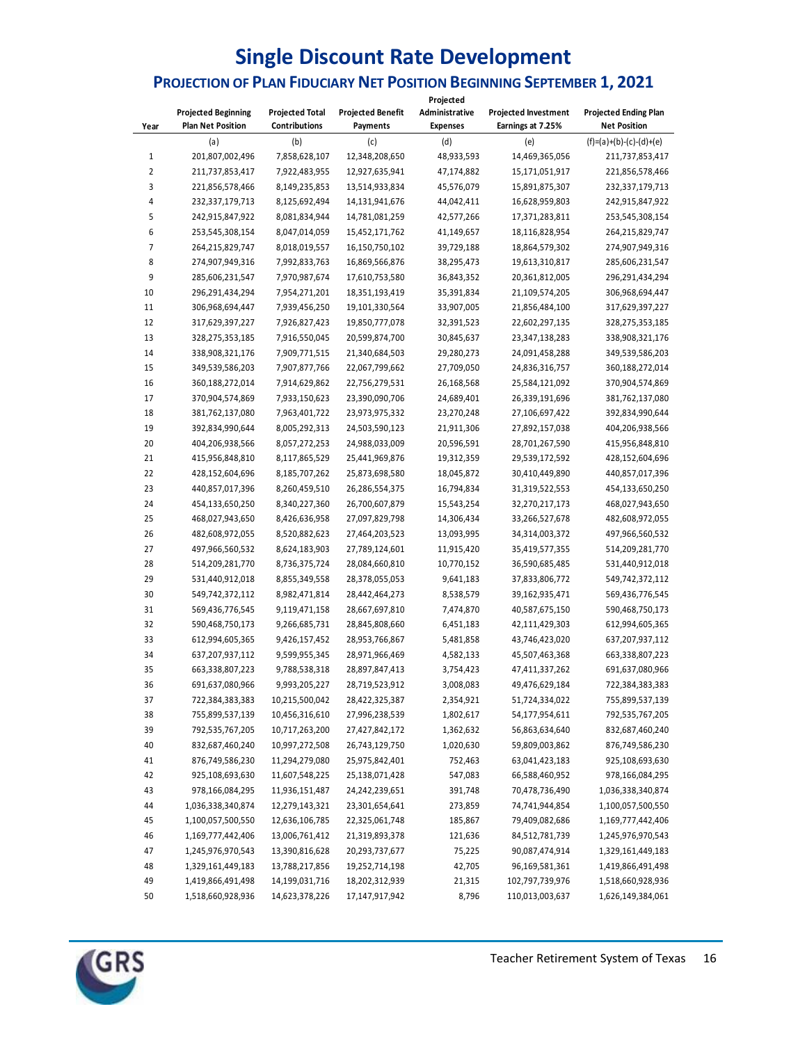# Single Discount Rate Development

## PROJECTION OF PLAN FIDUCIARY NET POSITION BEGINNING SEPTEMBER 1, 2021

| Year | Projected Beginning Plan Net Position | Projected Total Contributions | Projected Benefit Payments | Projected Administrative Expenses | Projected Investment Earnings at 7.25% | Projected Ending Plan Net Position |
|---|---|---|---|---|---|---|
| | (a) | (b) | (c) | (d) | (e) | (f)=(a)+(b)-(c)-(d)+(e) |
| 1 | 201,807,002,496 | 7,858,628,107 | 12,348,208,650 | 48,933,593 | 14,469,365,056 | 211,737,853,417 |
| 2 | 211,737,853,417 | 7,922,483,955 | 12,927,635,941 | 47,174,882 | 15,171,051,917 | 221,856,578,466 |
| 3 | 221,856,578,466 | 8,149,235,853 | 13,514,933,834 | 45,576,079 | 15,891,875,307 | 232,337,179,713 |
| 4 | 232,337,179,713 | 8,125,692,494 | 14,131,941,676 | 44,042,411 | 16,628,959,803 | 242,915,847,922 |
| 5 | 242,915,847,922 | 8,081,834,944 | 14,781,081,259 | 42,577,266 | 17,371,283,811 | 253,545,308,154 |
| 6 | 253,545,308,154 | 8,047,014,059 | 15,452,171,762 | 41,149,657 | 18,116,828,954 | 264,215,829,747 |
| 7 | 264,215,829,747 | 8,018,019,557 | 16,150,750,102 | 39,729,188 | 18,864,579,302 | 274,907,949,316 |
| 8 | 274,907,949,316 | 7,992,833,763 | 16,869,566,876 | 38,295,473 | 19,613,310,817 | 285,606,231,547 |
| 9 | 285,606,231,547 | 7,970,987,674 | 17,610,753,580 | 36,843,352 | 20,361,812,005 | 296,291,434,294 |
| 10 | 296,291,434,294 | 7,954,271,201 | 18,351,193,419 | 35,391,834 | 21,109,574,205 | 306,968,694,447 |
| 11 | 306,968,694,447 | 7,939,456,250 | 19,101,330,564 | 33,907,005 | 21,856,484,100 | 317,629,397,227 |
| 12 | 317,629,397,227 | 7,926,827,423 | 19,850,777,078 | 32,391,523 | 22,602,297,135 | 328,275,353,185 |
| 13 | 328,275,353,185 | 7,916,550,045 | 20,599,874,700 | 30,845,637 | 23,347,138,283 | 338,908,321,176 |
| 14 | 338,908,321,176 | 7,909,771,515 | 21,340,684,503 | 29,280,273 | 24,091,458,288 | 349,539,586,203 |
| 15 | 349,539,586,203 | 7,907,877,766 | 22,067,799,662 | 27,709,050 | 24,836,316,757 | 360,188,272,014 |
| 16 | 360,188,272,014 | 7,914,629,862 | 22,756,279,531 | 26,168,568 | 25,584,121,092 | 370,904,574,869 |
| 17 | 370,904,574,869 | 7,933,150,623 | 23,390,090,706 | 24,689,401 | 26,339,191,696 | 381,762,137,080 |
| 18 | 381,762,137,080 | 7,963,401,722 | 23,973,975,332 | 23,270,248 | 27,106,697,422 | 392,834,990,644 |
| 19 | 392,834,990,644 | 8,005,292,313 | 24,503,590,123 | 21,911,306 | 27,892,157,038 | 404,206,938,566 |
| 20 | 404,206,938,566 | 8,057,272,253 | 24,988,033,009 | 20,596,591 | 28,701,267,590 | 415,956,848,810 |
| 21 | 415,956,848,810 | 8,117,865,529 | 25,441,969,876 | 19,312,359 | 29,539,172,592 | 428,152,604,696 |
| 22 | 428,152,604,696 | 8,185,707,262 | 25,873,698,580 | 18,045,872 | 30,410,449,890 | 440,857,017,396 |
| 23 | 440,857,017,396 | 8,260,459,510 | 26,286,554,375 | 16,794,834 | 31,319,522,553 | 454,133,650,250 |
| 24 | 454,133,650,250 | 8,340,227,360 | 26,700,607,879 | 15,543,254 | 32,270,217,173 | 468,027,943,650 |
| 25 | 468,027,943,650 | 8,426,636,958 | 27,097,829,798 | 14,306,434 | 33,266,527,678 | 482,608,972,055 |
| 26 | 482,608,972,055 | 8,520,882,623 | 27,464,203,523 | 13,093,995 | 34,314,003,372 | 497,966,560,532 |
| 27 | 497,966,560,532 | 8,624,183,903 | 27,789,124,601 | 11,915,420 | 35,419,577,355 | 514,209,281,770 |
| 28 | 514,209,281,770 | 8,736,375,724 | 28,084,660,810 | 10,770,152 | 36,590,685,485 | 531,440,912,018 |
| 29 | 531,440,912,018 | 8,855,349,558 | 28,378,055,053 | 9,641,183 | 37,833,806,772 | 549,742,372,112 |
| 30 | 549,742,372,112 | 8,982,471,814 | 28,442,464,273 | 8,538,579 | 39,162,935,471 | 569,436,776,545 |
| 31 | 569,436,776,545 | 9,119,471,158 | 28,667,697,810 | 7,474,870 | 40,587,675,150 | 590,468,750,173 |
| 32 | 590,468,750,173 | 9,266,685,731 | 28,845,808,660 | 6,451,183 | 42,111,429,303 | 612,994,605,365 |
| 33 | 612,994,605,365 | 9,426,157,452 | 28,953,766,867 | 5,481,858 | 43,746,423,020 | 637,207,937,112 |
| 34 | 637,207,937,112 | 9,599,955,345 | 28,971,966,469 | 4,582,133 | 45,507,463,368 | 663,338,807,223 |
| 35 | 663,338,807,223 | 9,788,538,318 | 28,897,847,413 | 3,754,423 | 47,411,337,262 | 691,637,080,966 |
| 36 | 691,637,080,966 | 9,993,205,227 | 28,719,523,912 | 3,008,083 | 49,476,629,184 | 722,384,383,383 |
| 37 | 722,384,383,383 | 10,215,500,042 | 28,422,325,387 | 2,354,921 | 51,724,334,022 | 755,899,537,139 |
| 38 | 755,899,537,139 | 10,456,316,610 | 27,996,238,539 | 1,802,617 | 54,177,954,611 | 792,535,767,205 |
| 39 | 792,535,767,205 | 10,717,263,200 | 27,427,842,172 | 1,362,632 | 56,863,634,640 | 832,687,460,240 |
| 40 | 832,687,460,240 | 10,997,272,508 | 26,743,129,750 | 1,020,630 | 59,809,003,862 | 876,749,586,230 |
| 41 | 876,749,586,230 | 11,294,279,080 | 25,975,842,401 | 752,463 | 63,041,423,183 | 925,108,693,630 |
| 42 | 925,108,693,630 | 11,607,548,225 | 25,138,071,428 | 547,083 | 66,588,460,952 | 978,166,084,295 |
| 43 | 978,166,084,295 | 11,936,151,487 | 24,242,239,651 | 391,748 | 70,478,736,490 | 1,036,338,340,874 |
| 44 | 1,036,338,340,874 | 12,279,143,321 | 23,301,654,641 | 273,859 | 74,741,944,854 | 1,100,057,500,550 |
| 45 | 1,100,057,500,550 | 12,636,106,785 | 22,325,061,748 | 185,867 | 79,409,082,686 | 1,169,777,442,406 |
| 46 | 1,169,777,442,406 | 13,006,761,412 | 21,319,893,378 | 121,636 | 84,512,781,739 | 1,245,976,970,543 |
| 47 | 1,245,976,970,543 | 13,390,816,628 | 20,293,737,677 | 75,225 | 90,087,474,914 | 1,329,161,449,183 |
| 48 | 1,329,161,449,183 | 13,788,217,856 | 19,252,714,198 | 42,705 | 96,169,581,361 | 1,419,866,491,498 |
| 49 | 1,419,866,491,498 | 14,199,031,716 | 18,202,312,939 | 21,315 | 102,797,739,976 | 1,518,660,928,936 |
| 50 | 1,518,660,928,936 | 14,623,378,226 | 17,147,917,942 | 8,796 | 110,013,003,637 | 1,626,149,384,061 |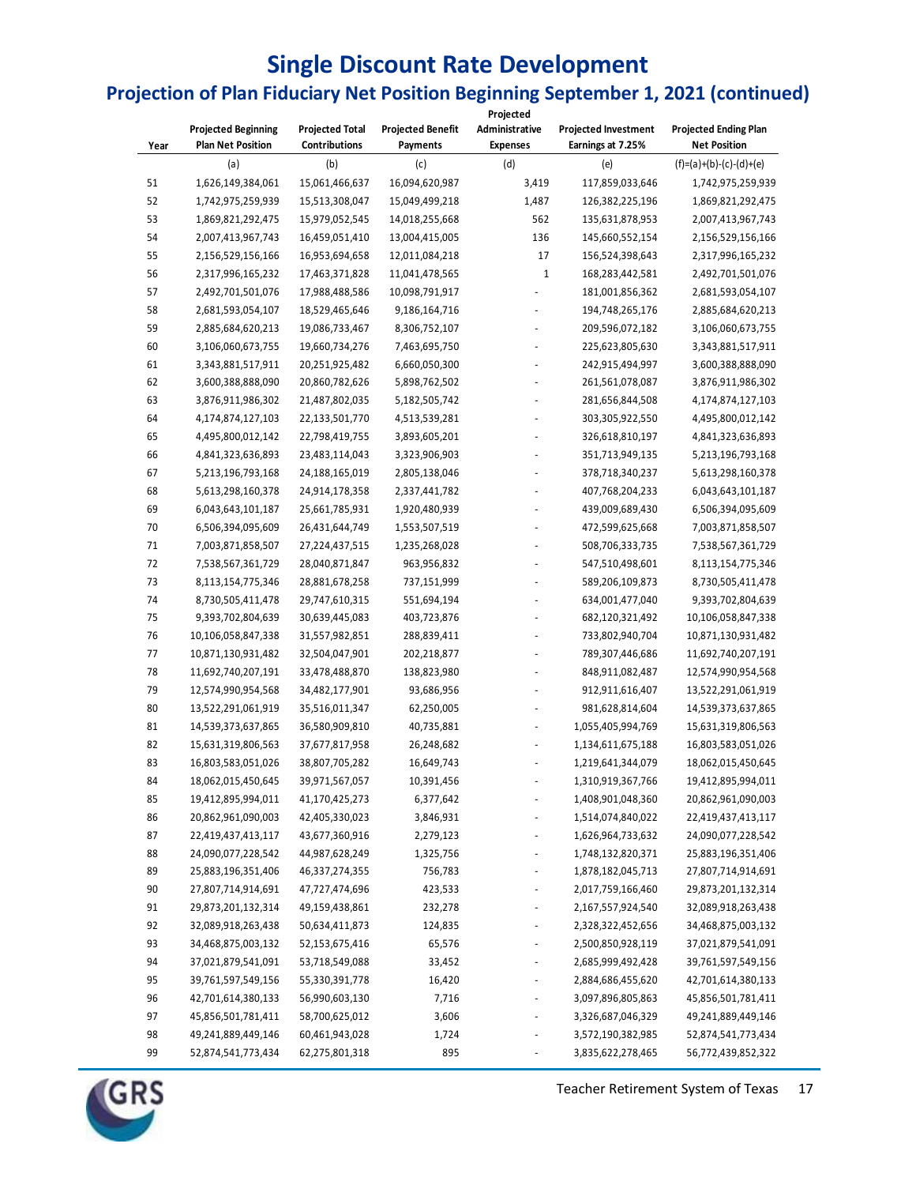# Single Discount Rate Development

## Projection of Plan Fiduciary Net Position Beginning September 1, 2021 (continued)

| Year | Projected Beginning Plan Net Position | Projected Total Contributions | Projected Benefit Payments | Projected Administrative Expenses | Projected Investment Earnings at 7.25% | Projected Ending Plan Net Position |
|---|---|---|---|---|---|---|
| | (a) | (b) | (c) | (d) | (e) | (f)=(a)+(b)-(c)-(d)+(e) |
| 51 | 1,626,149,384,061 | 15,061,466,637 | 16,094,620,987 | 3,419 | 117,859,033,646 | 1,742,975,259,939 |
| 52 | 1,742,975,259,939 | 15,513,308,047 | 15,049,499,218 | 1,487 | 126,382,225,196 | 1,869,821,292,475 |
| 53 | 1,869,821,292,475 | 15,979,052,545 | 14,018,255,668 | 562 | 135,631,878,953 | 2,007,413,967,743 |
| 54 | 2,007,413,967,743 | 16,459,051,410 | 13,004,415,005 | 136 | 145,660,552,154 | 2,156,529,156,166 |
| 55 | 2,156,529,156,166 | 16,953,694,658 | 12,011,084,218 | 17 | 156,524,398,643 | 2,317,996,165,232 |
| 56 | 2,317,996,165,232 | 17,463,371,828 | 11,041,478,565 | 1 | 168,283,442,581 | 2,492,701,501,076 |
| 57 | 2,492,701,501,076 | 17,988,488,586 | 10,098,791,917 | - | 181,001,856,362 | 2,681,593,054,107 |
| 58 | 2,681,593,054,107 | 18,529,465,646 | 9,186,164,716 | - | 194,748,265,176 | 2,885,684,620,213 |
| 59 | 2,885,684,620,213 | 19,086,733,467 | 8,306,752,107 | - | 209,596,072,182 | 3,106,060,673,755 |
| 60 | 3,106,060,673,755 | 19,660,734,276 | 7,463,695,750 | - | 225,623,805,630 | 3,343,881,517,911 |
| 61 | 3,343,881,517,911 | 20,251,925,482 | 6,660,050,300 | - | 242,915,494,997 | 3,600,388,888,090 |
| 62 | 3,600,388,888,090 | 20,860,782,626 | 5,898,762,502 | - | 261,561,078,087 | 3,876,911,986,302 |
| 63 | 3,876,911,986,302 | 21,487,802,035 | 5,182,505,742 | - | 281,656,844,508 | 4,174,874,127,103 |
| 64 | 4,174,874,127,103 | 22,133,501,770 | 4,513,539,281 | - | 303,305,922,550 | 4,495,800,012,142 |
| 65 | 4,495,800,012,142 | 22,798,419,755 | 3,893,605,201 | - | 326,618,810,197 | 4,841,323,636,893 |
| 66 | 4,841,323,636,893 | 23,483,114,043 | 3,323,906,903 | - | 351,713,949,135 | 5,213,196,793,168 |
| 67 | 5,213,196,793,168 | 24,188,165,019 | 2,805,138,046 | - | 378,718,340,237 | 5,613,298,160,378 |
| 68 | 5,613,298,160,378 | 24,914,178,358 | 2,337,441,782 | - | 407,768,204,233 | 6,043,643,101,187 |
| 69 | 6,043,643,101,187 | 25,661,785,931 | 1,920,480,939 | - | 439,009,689,430 | 6,506,394,095,609 |
| 70 | 6,506,394,095,609 | 26,431,644,749 | 1,553,507,519 | - | 472,599,625,668 | 7,003,871,858,507 |
| 71 | 7,003,871,858,507 | 27,224,437,515 | 1,235,268,028 | - | 508,706,333,735 | 7,538,567,361,729 |
| 72 | 7,538,567,361,729 | 28,040,871,847 | 963,956,832 | - | 547,510,498,601 | 8,113,154,775,346 |
| 73 | 8,113,154,775,346 | 28,881,678,258 | 737,151,999 | - | 589,206,109,873 | 8,730,505,411,478 |
| 74 | 8,730,505,411,478 | 29,747,610,315 | 551,694,194 | - | 634,001,477,040 | 9,393,702,804,639 |
| 75 | 9,393,702,804,639 | 30,639,445,083 | 403,723,876 | - | 682,120,321,492 | 10,106,058,847,338 |
| 76 | 10,106,058,847,338 | 31,557,982,851 | 288,839,411 | - | 733,802,940,704 | 10,871,130,931,482 |
| 77 | 10,871,130,931,482 | 32,504,047,901 | 202,218,877 | - | 789,307,446,686 | 11,692,740,207,191 |
| 78 | 11,692,740,207,191 | 33,478,488,870 | 138,823,980 | - | 848,911,082,487 | 12,574,990,954,568 |
| 79 | 12,574,990,954,568 | 34,482,177,901 | 93,686,956 | - | 912,911,616,407 | 13,522,291,061,919 |
| 80 | 13,522,291,061,919 | 35,516,011,347 | 62,250,005 | - | 981,628,814,604 | 14,539,373,637,865 |
| 81 | 14,539,373,637,865 | 36,580,909,810 | 40,735,881 | - | 1,055,405,994,769 | 15,631,319,806,563 |
| 82 | 15,631,319,806,563 | 37,677,817,958 | 26,248,682 | - | 1,134,611,675,188 | 16,803,583,051,026 |
| 83 | 16,803,583,051,026 | 38,807,705,282 | 16,649,743 | - | 1,219,641,344,079 | 18,062,015,450,645 |
| 84 | 18,062,015,450,645 | 39,971,567,057 | 10,391,456 | - | 1,310,919,367,766 | 19,412,895,994,011 |
| 85 | 19,412,895,994,011 | 41,170,425,273 | 6,377,642 | - | 1,408,901,048,360 | 20,862,961,090,003 |
| 86 | 20,862,961,090,003 | 42,405,330,023 | 3,846,931 | - | 1,514,074,840,022 | 22,419,437,413,117 |
| 87 | 22,419,437,413,117 | 43,677,360,916 | 2,279,123 | - | 1,626,964,733,632 | 24,090,077,228,542 |
| 88 | 24,090,077,228,542 | 44,987,628,249 | 1,325,756 | - | 1,748,132,820,371 | 25,883,196,351,406 |
| 89 | 25,883,196,351,406 | 46,337,274,355 | 756,783 | - | 1,878,182,045,713 | 27,807,714,914,691 |
| 90 | 27,807,714,914,691 | 47,727,474,696 | 423,533 | - | 2,017,759,166,460 | 29,873,201,132,314 |
| 91 | 29,873,201,132,314 | 49,159,438,861 | 232,278 | - | 2,167,557,924,540 | 32,089,918,263,438 |
| 92 | 32,089,918,263,438 | 50,634,411,873 | 124,835 | - | 2,328,322,452,656 | 34,468,875,003,132 |
| 93 | 34,468,875,003,132 | 52,153,675,416 | 65,576 | - | 2,500,850,928,119 | 37,021,879,541,091 |
| 94 | 37,021,879,541,091 | 53,718,549,088 | 33,452 | - | 2,685,999,492,428 | 39,761,597,549,156 |
| 95 | 39,761,597,549,156 | 55,330,391,778 | 16,420 | - | 2,884,686,455,620 | 42,701,614,380,133 |
| 96 | 42,701,614,380,133 | 56,990,603,130 | 7,716 | - | 3,097,896,805,863 | 45,856,501,781,411 |
| 97 | 45,856,501,781,411 | 58,700,625,012 | 3,606 | - | 3,326,687,046,329 | 49,241,889,449,146 |
| 98 | 49,241,889,449,146 | 60,461,943,028 | 1,724 | - | 3,572,190,382,985 | 52,874,541,773,434 |
| 99 | 52,874,541,773,434 | 62,275,801,318 | 895 | - | 3,835,622,278,465 | 56,772,439,852,322 |

Teacher Retirement System of Texas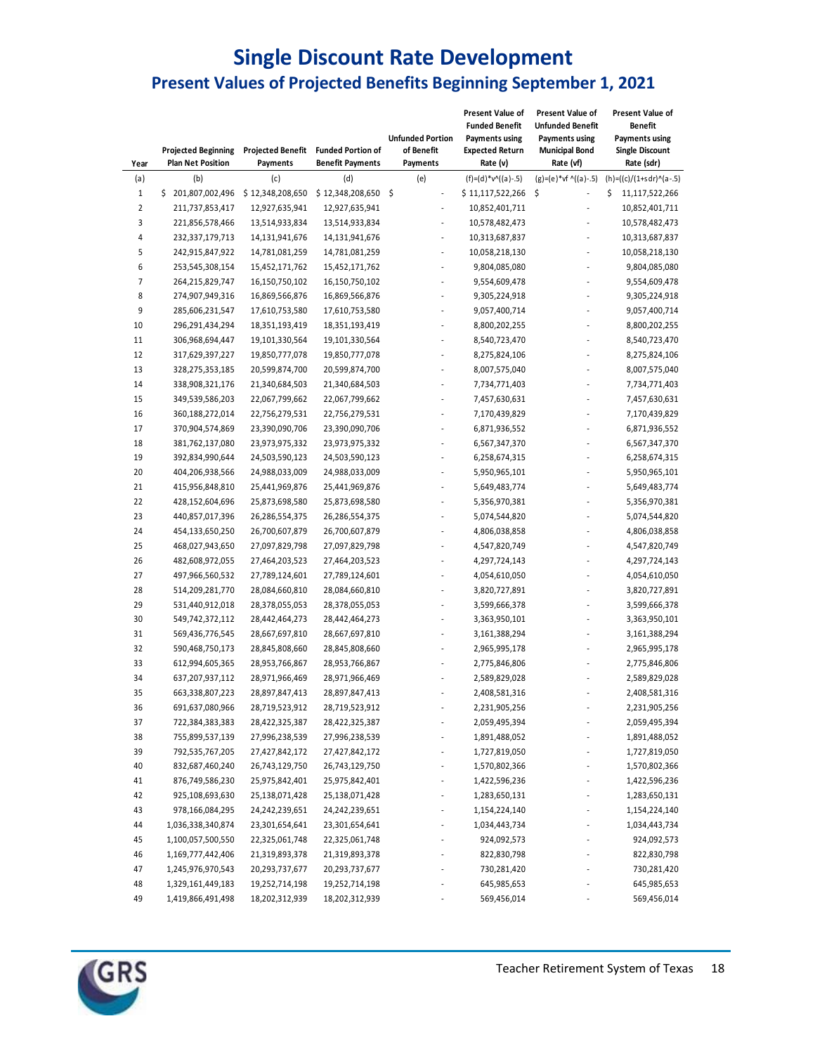# Single Discount Rate Development

## Present Values of Projected Benefits Beginning September 1, 2021

| Year | Projected Beginning Plan Net Position | Projected Benefit Payments | Funded Portion of Benefit Payments | Unfunded Portion of Benefit Payments | Present Value of Funded Benefit Payments using Expected Return Rate (v) | Present Value of Unfunded Benefit Payments using Municipal Bond Rate (vf) | Present Value of Benefit Payments using Single Discount Rate (sdr) |
|---|---|---|---|---|---|---|---|
| (a) | (b) | (c) | (d) | (e) | (f)=(d)\*v^((a)-.5) | (g)=(e)\*vf ^((a)-.5) | (h)=((c)/(1+sdr)^(a-.5) |
| 1 | $ 201,807,002,496 | $ 12,348,208,650 | $ 12,348,208,650 | $ - | $ 11,117,522,266 | $ - | $ 11,117,522,266 |
| 2 | 211,737,853,417 | 12,927,635,941 | 12,927,635,941 | - | 10,852,401,711 | - | 10,852,401,711 |
| 3 | 221,856,578,466 | 13,514,933,834 | 13,514,933,834 | - | 10,578,482,473 | - | 10,578,482,473 |
| 4 | 232,337,179,713 | 14,131,941,676 | 14,131,941,676 | - | 10,313,687,837 | - | 10,313,687,837 |
| 5 | 242,915,847,922 | 14,781,081,259 | 14,781,081,259 | - | 10,058,218,130 | - | 10,058,218,130 |
| 6 | 253,545,308,154 | 15,452,171,762 | 15,452,171,762 | - | 9,804,085,080 | - | 9,804,085,080 |
| 7 | 264,215,829,747 | 16,150,750,102 | 16,150,750,102 | - | 9,554,609,478 | - | 9,554,609,478 |
| 8 | 274,907,949,316 | 16,869,566,876 | 16,869,566,876 | - | 9,305,224,918 | - | 9,305,224,918 |
| 9 | 285,606,231,547 | 17,610,753,580 | 17,610,753,580 | - | 9,057,400,714 | - | 9,057,400,714 |
| 10 | 296,291,434,294 | 18,351,193,419 | 18,351,193,419 | - | 8,800,202,255 | - | 8,800,202,255 |
| 11 | 306,968,694,447 | 19,101,330,564 | 19,101,330,564 | - | 8,540,723,470 | - | 8,540,723,470 |
| 12 | 317,629,397,227 | 19,850,777,078 | 19,850,777,078 | - | 8,275,824,106 | - | 8,275,824,106 |
| 13 | 328,275,353,185 | 20,599,874,700 | 20,599,874,700 | - | 8,007,575,040 | - | 8,007,575,040 |
| 14 | 338,908,321,176 | 21,340,684,503 | 21,340,684,503 | - | 7,734,771,403 | - | 7,734,771,403 |
| 15 | 349,539,586,203 | 22,067,799,662 | 22,067,799,662 | - | 7,457,630,631 | - | 7,457,630,631 |
| 16 | 360,188,272,014 | 22,756,279,531 | 22,756,279,531 | - | 7,170,439,829 | - | 7,170,439,829 |
| 17 | 370,904,574,869 | 23,390,090,706 | 23,390,090,706 | - | 6,871,936,552 | - | 6,871,936,552 |
| 18 | 381,762,137,080 | 23,973,975,332 | 23,973,975,332 | - | 6,567,347,370 | - | 6,567,347,370 |
| 19 | 392,834,990,644 | 24,503,590,123 | 24,503,590,123 | - | 6,258,674,315 | - | 6,258,674,315 |
| 20 | 404,206,938,566 | 24,988,033,009 | 24,988,033,009 | - | 5,950,965,101 | - | 5,950,965,101 |
| 21 | 415,956,848,810 | 25,441,969,876 | 25,441,969,876 | - | 5,649,483,774 | - | 5,649,483,774 |
| 22 | 428,152,604,696 | 25,873,698,580 | 25,873,698,580 | - | 5,356,970,381 | - | 5,356,970,381 |
| 23 | 440,857,017,396 | 26,286,554,375 | 26,286,554,375 | - | 5,074,544,820 | - | 5,074,544,820 |
| 24 | 454,133,650,250 | 26,700,607,879 | 26,700,607,879 | - | 4,806,038,858 | - | 4,806,038,858 |
| 25 | 468,027,943,650 | 27,097,829,798 | 27,097,829,798 | - | 4,547,820,749 | - | 4,547,820,749 |
| 26 | 482,608,972,055 | 27,464,203,523 | 27,464,203,523 | - | 4,297,724,143 | - | 4,297,724,143 |
| 27 | 497,966,560,532 | 27,789,124,601 | 27,789,124,601 | - | 4,054,610,050 | - | 4,054,610,050 |
| 28 | 514,209,281,770 | 28,084,660,810 | 28,084,660,810 | - | 3,820,727,891 | - | 3,820,727,891 |
| 29 | 531,440,912,018 | 28,378,055,053 | 28,378,055,053 | - | 3,599,666,378 | - | 3,599,666,378 |
| 30 | 549,742,372,112 | 28,442,464,273 | 28,442,464,273 | - | 3,363,950,101 | - | 3,363,950,101 |
| 31 | 569,436,776,545 | 28,667,697,810 | 28,667,697,810 | - | 3,161,388,294 | - | 3,161,388,294 |
| 32 | 590,468,750,173 | 28,845,808,660 | 28,845,808,660 | - | 2,965,995,178 | - | 2,965,995,178 |
| 33 | 612,994,605,365 | 28,953,766,867 | 28,953,766,867 | - | 2,775,846,806 | - | 2,775,846,806 |
| 34 | 637,207,937,112 | 28,971,966,469 | 28,971,966,469 | - | 2,589,829,028 | - | 2,589,829,028 |
| 35 | 663,338,807,223 | 28,897,847,413 | 28,897,847,413 | - | 2,408,581,316 | - | 2,408,581,316 |
| 36 | 691,637,080,966 | 28,719,523,912 | 28,719,523,912 | - | 2,231,905,256 | - | 2,231,905,256 |
| 37 | 722,384,383,383 | 28,422,325,387 | 28,422,325,387 | - | 2,059,495,394 | - | 2,059,495,394 |
| 38 | 755,899,537,139 | 27,996,238,539 | 27,996,238,539 | - | 1,891,488,052 | - | 1,891,488,052 |
| 39 | 792,535,767,205 | 27,427,842,172 | 27,427,842,172 | - | 1,727,819,050 | - | 1,727,819,050 |
| 40 | 832,687,460,240 | 26,743,129,750 | 26,743,129,750 | - | 1,570,802,366 | - | 1,570,802,366 |
| 41 | 876,749,586,230 | 25,975,842,401 | 25,975,842,401 | - | 1,422,596,236 | - | 1,422,596,236 |
| 42 | 925,108,693,630 | 25,138,071,428 | 25,138,071,428 | - | 1,283,650,131 | - | 1,283,650,131 |
| 43 | 978,166,084,295 | 24,242,239,651 | 24,242,239,651 | - | 1,154,224,140 | - | 1,154,224,140 |
| 44 | 1,036,338,340,874 | 23,301,654,641 | 23,301,654,641 | - | 1,034,443,734 | - | 1,034,443,734 |
| 45 | 1,100,057,500,550 | 22,325,061,748 | 22,325,061,748 | - | 924,092,573 | - | 924,092,573 |
| 46 | 1,169,777,442,406 | 21,319,893,378 | 21,319,893,378 | - | 822,830,798 | - | 822,830,798 |
| 47 | 1,245,976,970,543 | 20,293,737,677 | 20,293,737,677 | - | 730,281,420 | - | 730,281,420 |
| 48 | 1,329,161,449,183 | 19,252,714,198 | 19,252,714,198 | - | 645,985,653 | - | 645,985,653 |
| 49 | 1,419,866,491,498 | 18,202,312,939 | 18,202,312,939 | - | 569,456,014 | - | 569,456,014 |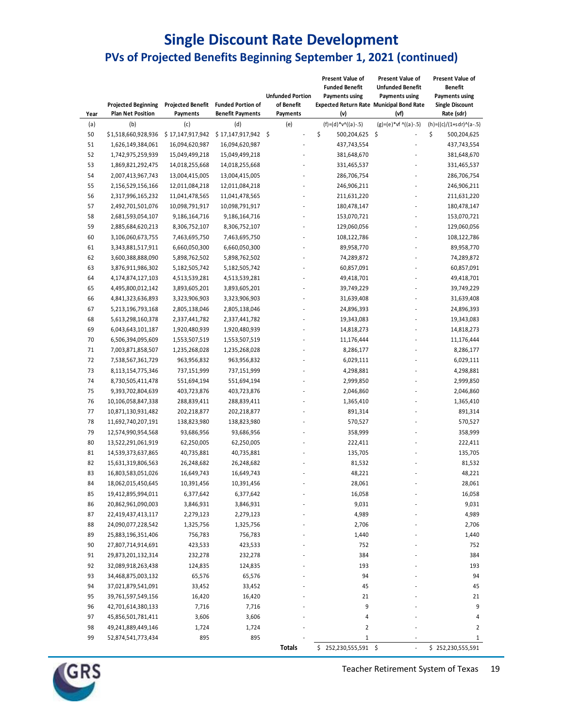# Single Discount Rate Development

## PVs of Projected Benefits Beginning September 1, 2021 (continued)

| Year | Projected Beginning Plan Net Position | Projected Benefit Payments | Funded Portion of Benefit Payments | Unfunded Portion of Benefit Payments | Present Value of Funded Benefit Payments using Expected Return Rate (v) | Present Value of Unfunded Benefit Payments using Municipal Bond Rate (vf) | Present Value of Benefit Payments using Single Discount Rate (sdr) |
|---|---|---|---|---|---|---|---|
| (a) | (b) | (c) | (d) | (e) | (f)=(d)*v^((a)-.5) | (g)=(e)*vf ^((a)-.5) | (h)=((c)/(1+sdr)^(a-.5) |
| 50 | $1,518,660,928,936 | $ 17,147,917,942 | $ 17,147,917,942 | $ - | $ 500,204,625 | $ - | $ 500,204,625 |
| 51 | 1,626,149,384,061 | 16,094,620,987 | 16,094,620,987 | - | 437,743,554 | - | 437,743,554 |
| 52 | 1,742,975,259,939 | 15,049,499,218 | 15,049,499,218 | - | 381,648,670 | - | 381,648,670 |
| 53 | 1,869,821,292,475 | 14,018,255,668 | 14,018,255,668 | - | 331,465,537 | - | 331,465,537 |
| 54 | 2,007,413,967,743 | 13,004,415,005 | 13,004,415,005 | - | 286,706,754 | - | 286,706,754 |
| 55 | 2,156,529,156,166 | 12,011,084,218 | 12,011,084,218 | - | 246,906,211 | - | 246,906,211 |
| 56 | 2,317,996,165,232 | 11,041,478,565 | 11,041,478,565 | - | 211,631,220 | - | 211,631,220 |
| 57 | 2,492,701,501,076 | 10,098,791,917 | 10,098,791,917 | - | 180,478,147 | - | 180,478,147 |
| 58 | 2,681,593,054,107 | 9,186,164,716 | 9,186,164,716 | - | 153,070,721 | - | 153,070,721 |
| 59 | 2,885,684,620,213 | 8,306,752,107 | 8,306,752,107 | - | 129,060,056 | - | 129,060,056 |
| 60 | 3,106,060,673,755 | 7,463,695,750 | 7,463,695,750 | - | 108,122,786 | - | 108,122,786 |
| 61 | 3,343,881,517,911 | 6,660,050,300 | 6,660,050,300 | - | 89,958,770 | - | 89,958,770 |
| 62 | 3,600,388,888,090 | 5,898,762,502 | 5,898,762,502 | - | 74,289,872 | - | 74,289,872 |
| 63 | 3,876,911,986,302 | 5,182,505,742 | 5,182,505,742 | - | 60,857,091 | - | 60,857,091 |
| 64 | 4,174,874,127,103 | 4,513,539,281 | 4,513,539,281 | - | 49,418,701 | - | 49,418,701 |
| 65 | 4,495,800,012,142 | 3,893,605,201 | 3,893,605,201 | - | 39,749,229 | - | 39,749,229 |
| 66 | 4,841,323,636,893 | 3,323,906,903 | 3,323,906,903 | - | 31,639,408 | - | 31,639,408 |
| 67 | 5,213,196,793,168 | 2,805,138,046 | 2,805,138,046 | - | 24,896,393 | - | 24,896,393 |
| 68 | 5,613,298,160,378 | 2,337,441,782 | 2,337,441,782 | - | 19,343,083 | - | 19,343,083 |
| 69 | 6,043,643,101,187 | 1,920,480,939 | 1,920,480,939 | - | 14,818,273 | - | 14,818,273 |
| 70 | 6,506,394,095,609 | 1,553,507,519 | 1,553,507,519 | - | 11,176,444 | - | 11,176,444 |
| 71 | 7,003,871,858,507 | 1,235,268,028 | 1,235,268,028 | - | 8,286,177 | - | 8,286,177 |
| 72 | 7,538,567,361,729 | 963,956,832 | 963,956,832 | - | 6,029,111 | - | 6,029,111 |
| 73 | 8,113,154,775,346 | 737,151,999 | 737,151,999 | - | 4,298,881 | - | 4,298,881 |
| 74 | 8,730,505,411,478 | 551,694,194 | 551,694,194 | - | 2,999,850 | - | 2,999,850 |
| 75 | 9,393,702,804,639 | 403,723,876 | 403,723,876 | - | 2,046,860 | - | 2,046,860 |
| 76 | 10,106,058,847,338 | 288,839,411 | 288,839,411 | - | 1,365,410 | - | 1,365,410 |
| 77 | 10,871,130,931,482 | 202,218,877 | 202,218,877 | - | 891,314 | - | 891,314 |
| 78 | 11,692,740,207,191 | 138,823,980 | 138,823,980 | - | 570,527 | - | 570,527 |
| 79 | 12,574,990,954,568 | 93,686,956 | 93,686,956 | - | 358,999 | - | 358,999 |
| 80 | 13,522,291,061,919 | 62,250,005 | 62,250,005 | - | 222,411 | - | 222,411 |
| 81 | 14,539,373,637,865 | 40,735,881 | 40,735,881 | - | 135,705 | - | 135,705 |
| 82 | 15,631,319,806,563 | 26,248,682 | 26,248,682 | - | 81,532 | - | 81,532 |
| 83 | 16,803,583,051,026 | 16,649,743 | 16,649,743 | - | 48,221 | - | 48,221 |
| 84 | 18,062,015,450,645 | 10,391,456 | 10,391,456 | - | 28,061 | - | 28,061 |
| 85 | 19,412,895,994,011 | 6,377,642 | 6,377,642 | - | 16,058 | - | 16,058 |
| 86 | 20,862,961,090,003 | 3,846,931 | 3,846,931 | - | 9,031 | - | 9,031 |
| 87 | 22,419,437,413,117 | 2,279,123 | 2,279,123 | - | 4,989 | - | 4,989 |
| 88 | 24,090,077,228,542 | 1,325,756 | 1,325,756 | - | 2,706 | - | 2,706 |
| 89 | 25,883,196,351,406 | 756,783 | 756,783 | - | 1,440 | - | 1,440 |
| 90 | 27,807,714,914,691 | 423,533 | 423,533 | - | 752 | - | 752 |
| 91 | 29,873,201,132,314 | 232,278 | 232,278 | - | 384 | - | 384 |
| 92 | 32,089,918,263,438 | 124,835 | 124,835 | - | 193 | - | 193 |
| 93 | 34,468,875,003,132 | 65,576 | 65,576 | - | 94 | - | 94 |
| 94 | 37,021,879,541,091 | 33,452 | 33,452 | - | 45 | - | 45 |
| 95 | 39,761,597,549,156 | 16,420 | 16,420 | - | 21 | - | 21 |
| 96 | 42,701,614,380,133 | 7,716 | 7,716 | - | 9 | - | 9 |
| 97 | 45,856,501,781,411 | 3,606 | 3,606 | - | 4 | - | 4 |
| 98 | 49,241,889,449,146 | 1,724 | 1,724 | - | 2 | - | 2 |
| 99 | 52,874,541,773,434 | 895 | 895 | - | 1 | - | 1 |
| | | | | **Totals** | $ 252,230,555,591 | $ - | $ 252,230,555,591 |